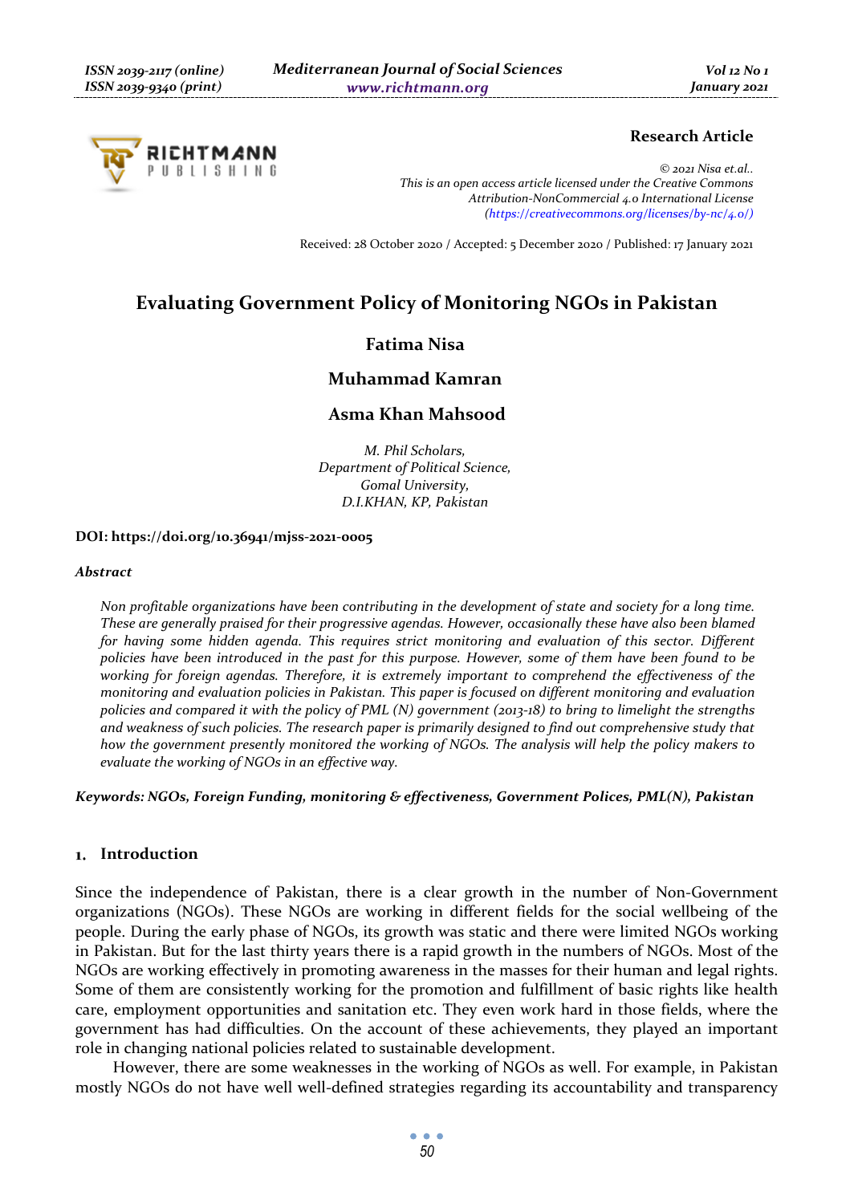**Research Article**

*© 2021 Nisa et.al..*
*This is an open access article licensed under the Creative Commons Attribution-NonCommercial 4.0 International License (https://creativecommons.org/licenses/by-nc/4.0/)*

Received: 28 October 2020 / Accepted: 5 December 2020 / Published: 17 January 2021

# Evaluating Government Policy of Monitoring NGOs in Pakistan

**Fatima Nisa**

**Muhammad Kamran**

**Asma Khan Mahsood**

*M. Phil Scholars,*
*Department of Political Science,*
*Gomal University,*
*D.I.KHAN, KP, Pakistan*

**DOI: https://doi.org/10.36941/mjss-2021-0005**

***Abstract***

*Non profitable organizations have been contributing in the development of state and society for a long time. These are generally praised for their progressive agendas. However, occasionally these have also been blamed for having some hidden agenda. This requires strict monitoring and evaluation of this sector. Different policies have been introduced in the past for this purpose. However, some of them have been found to be working for foreign agendas. Therefore, it is extremely important to comprehend the effectiveness of the monitoring and evaluation policies in Pakistan. This paper is focused on different monitoring and evaluation policies and compared it with the policy of PML (N) government (2013-18) to bring to limelight the strengths and weakness of such policies. The research paper is primarily designed to find out comprehensive study that how the government presently monitored the working of NGOs. The analysis will help the policy makers to evaluate the working of NGOs in an effective way.*

***Keywords: NGOs, Foreign Funding, monitoring & effectiveness, Government Polices, PML(N), Pakistan***

## 1. Introduction

Since the independence of Pakistan, there is a clear growth in the number of Non-Government organizations (NGOs). These NGOs are working in different fields for the social wellbeing of the people. During the early phase of NGOs, its growth was static and there were limited NGOs working in Pakistan. But for the last thirty years there is a rapid growth in the numbers of NGOs. Most of the NGOs are working effectively in promoting awareness in the masses for their human and legal rights. Some of them are consistently working for the promotion and fulfillment of basic rights like health care, employment opportunities and sanitation etc. They even work hard in those fields, where the government has had difficulties. On the account of these achievements, they played an important role in changing national policies related to sustainable development.

However, there are some weaknesses in the working of NGOs as well. For example, in Pakistan mostly NGOs do not have well well-defined strategies regarding its accountability and transparency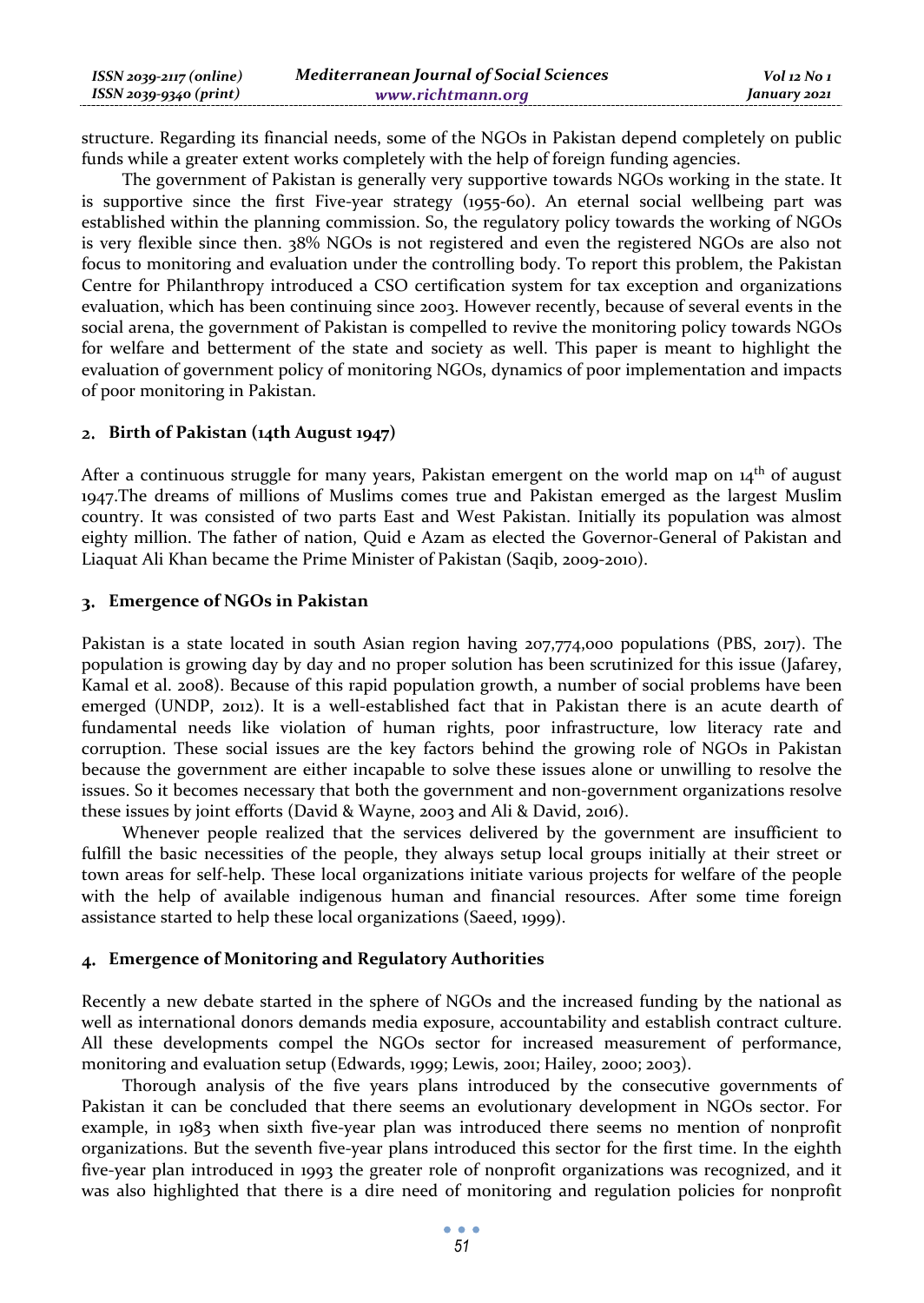structure. Regarding its financial needs, some of the NGOs in Pakistan depend completely on public funds while a greater extent works completely with the help of foreign funding agencies.

The government of Pakistan is generally very supportive towards NGOs working in the state. It is supportive since the first Five-year strategy (1955-60). An eternal social wellbeing part was established within the planning commission. So, the regulatory policy towards the working of NGOs is very flexible since then. 38% NGOs is not registered and even the registered NGOs are also not focus to monitoring and evaluation under the controlling body. To report this problem, the Pakistan Centre for Philanthropy introduced a CSO certification system for tax exception and organizations evaluation, which has been continuing since 2003. However recently, because of several events in the social arena, the government of Pakistan is compelled to revive the monitoring policy towards NGOs for welfare and betterment of the state and society as well. This paper is meant to highlight the evaluation of government policy of monitoring NGOs, dynamics of poor implementation and impacts of poor monitoring in Pakistan.

## 2. Birth of Pakistan (14th August 1947)

After a continuous struggle for many years, Pakistan emergent on the world map on 14th of august 1947.The dreams of millions of Muslims comes true and Pakistan emerged as the largest Muslim country. It was consisted of two parts East and West Pakistan. Initially its population was almost eighty million. The father of nation, Quid e Azam as elected the Governor-General of Pakistan and Liaquat Ali Khan became the Prime Minister of Pakistan (Saqib, 2009-2010).

## 3. Emergence of NGOs in Pakistan

Pakistan is a state located in south Asian region having 207,774,000 populations (PBS, 2017). The population is growing day by day and no proper solution has been scrutinized for this issue (Jafarey, Kamal et al. 2008). Because of this rapid population growth, a number of social problems have been emerged (UNDP, 2012). It is a well-established fact that in Pakistan there is an acute dearth of fundamental needs like violation of human rights, poor infrastructure, low literacy rate and corruption. These social issues are the key factors behind the growing role of NGOs in Pakistan because the government are either incapable to solve these issues alone or unwilling to resolve the issues. So it becomes necessary that both the government and non-government organizations resolve these issues by joint efforts (David & Wayne, 2003 and Ali & David, 2016).

Whenever people realized that the services delivered by the government are insufficient to fulfill the basic necessities of the people, they always setup local groups initially at their street or town areas for self-help. These local organizations initiate various projects for welfare of the people with the help of available indigenous human and financial resources. After some time foreign assistance started to help these local organizations (Saeed, 1999).

## 4. Emergence of Monitoring and Regulatory Authorities

Recently a new debate started in the sphere of NGOs and the increased funding by the national as well as international donors demands media exposure, accountability and establish contract culture. All these developments compel the NGOs sector for increased measurement of performance, monitoring and evaluation setup (Edwards, 1999; Lewis, 2001; Hailey, 2000; 2003).

Thorough analysis of the five years plans introduced by the consecutive governments of Pakistan it can be concluded that there seems an evolutionary development in NGOs sector. For example, in 1983 when sixth five-year plan was introduced there seems no mention of nonprofit organizations. But the seventh five-year plans introduced this sector for the first time. In the eighth five-year plan introduced in 1993 the greater role of nonprofit organizations was recognized, and it was also highlighted that there is a dire need of monitoring and regulation policies for nonprofit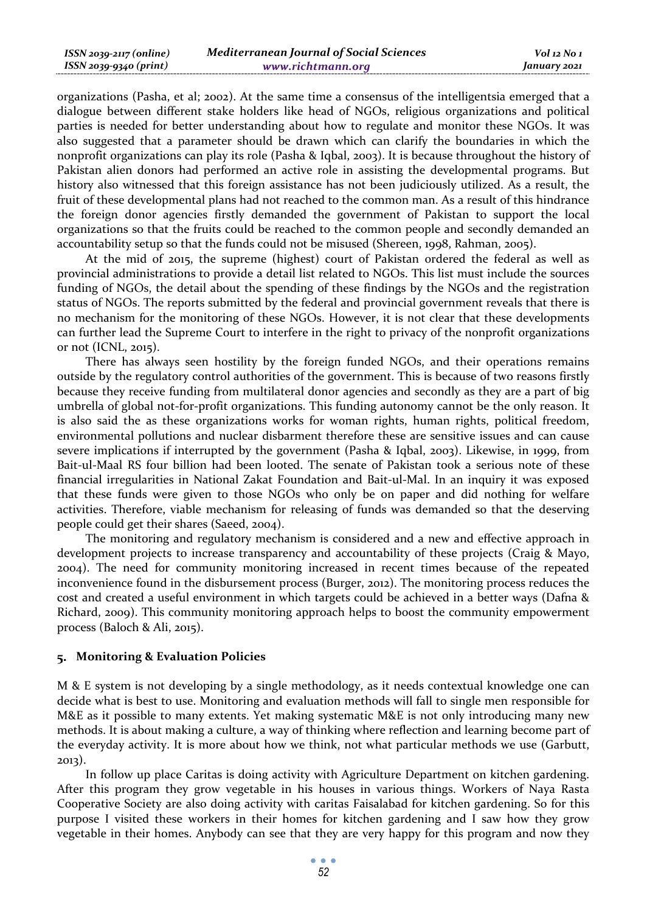organizations (Pasha, et al; 2002). At the same time a consensus of the intelligentsia emerged that a dialogue between different stake holders like head of NGOs, religious organizations and political parties is needed for better understanding about how to regulate and monitor these NGOs. It was also suggested that a parameter should be drawn which can clarify the boundaries in which the nonprofit organizations can play its role (Pasha & Iqbal, 2003). It is because throughout the history of Pakistan alien donors had performed an active role in assisting the developmental programs. But history also witnessed that this foreign assistance has not been judiciously utilized. As a result, the fruit of these developmental plans had not reached to the common man. As a result of this hindrance the foreign donor agencies firstly demanded the government of Pakistan to support the local organizations so that the fruits could be reached to the common people and secondly demanded an accountability setup so that the funds could not be misused (Shereen, 1998, Rahman, 2005).

At the mid of 2015, the supreme (highest) court of Pakistan ordered the federal as well as provincial administrations to provide a detail list related to NGOs. This list must include the sources funding of NGOs, the detail about the spending of these findings by the NGOs and the registration status of NGOs. The reports submitted by the federal and provincial government reveals that there is no mechanism for the monitoring of these NGOs. However, it is not clear that these developments can further lead the Supreme Court to interfere in the right to privacy of the nonprofit organizations or not (ICNL, 2015).

There has always seen hostility by the foreign funded NGOs, and their operations remains outside by the regulatory control authorities of the government. This is because of two reasons firstly because they receive funding from multilateral donor agencies and secondly as they are a part of big umbrella of global not-for-profit organizations. This funding autonomy cannot be the only reason. It is also said the as these organizations works for woman rights, human rights, political freedom, environmental pollutions and nuclear disbarment therefore these are sensitive issues and can cause severe implications if interrupted by the government (Pasha & Iqbal, 2003). Likewise, in 1999, from Bait-ul-Maal RS four billion had been looted. The senate of Pakistan took a serious note of these financial irregularities in National Zakat Foundation and Bait-ul-Mal. In an inquiry it was exposed that these funds were given to those NGOs who only be on paper and did nothing for welfare activities. Therefore, viable mechanism for releasing of funds was demanded so that the deserving people could get their shares (Saeed, 2004).

The monitoring and regulatory mechanism is considered and a new and effective approach in development projects to increase transparency and accountability of these projects (Craig & Mayo, 2004). The need for community monitoring increased in recent times because of the repeated inconvenience found in the disbursement process (Burger, 2012). The monitoring process reduces the cost and created a useful environment in which targets could be achieved in a better ways (Dafna & Richard, 2009). This community monitoring approach helps to boost the community empowerment process (Baloch & Ali, 2015).

## 5. Monitoring & Evaluation Policies

M & E system is not developing by a single methodology, as it needs contextual knowledge one can decide what is best to use. Monitoring and evaluation methods will fall to single men responsible for M&E as it possible to many extents. Yet making systematic M&E is not only introducing many new methods. It is about making a culture, a way of thinking where reflection and learning become part of the everyday activity. It is more about how we think, not what particular methods we use (Garbutt, 2013).

In follow up place Caritas is doing activity with Agriculture Department on kitchen gardening. After this program they grow vegetable in his houses in various things. Workers of Naya Rasta Cooperative Society are also doing activity with caritas Faisalabad for kitchen gardening. So for this purpose I visited these workers in their homes for kitchen gardening and I saw how they grow vegetable in their homes. Anybody can see that they are very happy for this program and now they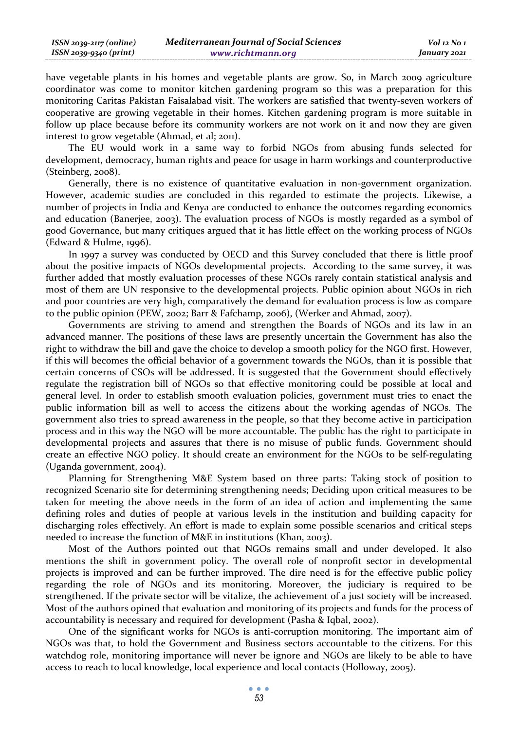have vegetable plants in his homes and vegetable plants are grow. So, in March 2009 agriculture coordinator was come to monitor kitchen gardening program so this was a preparation for this monitoring Caritas Pakistan Faisalabad visit. The workers are satisfied that twenty-seven workers of cooperative are growing vegetable in their homes. Kitchen gardening program is more suitable in follow up place because before its community workers are not work on it and now they are given interest to grow vegetable (Ahmad, et al; 2011).

The EU would work in a same way to forbid NGOs from abusing funds selected for development, democracy, human rights and peace for usage in harm workings and counterproductive (Steinberg, 2008).

Generally, there is no existence of quantitative evaluation in non-government organization. However, academic studies are concluded in this regarded to estimate the projects. Likewise, a number of projects in India and Kenya are conducted to enhance the outcomes regarding economics and education (Banerjee, 2003). The evaluation process of NGOs is mostly regarded as a symbol of good Governance, but many critiques argued that it has little effect on the working process of NGOs (Edward & Hulme, 1996).

In 1997 a survey was conducted by OECD and this Survey concluded that there is little proof about the positive impacts of NGOs developmental projects. According to the same survey, it was further added that mostly evaluation processes of these NGOs rarely contain statistical analysis and most of them are UN responsive to the developmental projects. Public opinion about NGOs in rich and poor countries are very high, comparatively the demand for evaluation process is low as compare to the public opinion (PEW, 2002; Barr & Fafchamp, 2006), (Werker and Ahmad, 2007).

Governments are striving to amend and strengthen the Boards of NGOs and its law in an advanced manner. The positions of these laws are presently uncertain the Government has also the right to withdraw the bill and gave the choice to develop a smooth policy for the NGO first. However, if this will becomes the official behavior of a government towards the NGOs, than it is possible that certain concerns of CSOs will be addressed. It is suggested that the Government should effectively regulate the registration bill of NGOs so that effective monitoring could be possible at local and general level. In order to establish smooth evaluation policies, government must tries to enact the public information bill as well to access the citizens about the working agendas of NGOs. The government also tries to spread awareness in the people, so that they become active in participation process and in this way the NGO will be more accountable. The public has the right to participate in developmental projects and assures that there is no misuse of public funds. Government should create an effective NGO policy. It should create an environment for the NGOs to be self-regulating (Uganda government, 2004).

Planning for Strengthening M&E System based on three parts: Taking stock of position to recognized Scenario site for determining strengthening needs; Deciding upon critical measures to be taken for meeting the above needs in the form of an idea of action and implementing the same defining roles and duties of people at various levels in the institution and building capacity for discharging roles effectively. An effort is made to explain some possible scenarios and critical steps needed to increase the function of M&E in institutions (Khan, 2003).

Most of the Authors pointed out that NGOs remains small and under developed. It also mentions the shift in government policy. The overall role of nonprofit sector in developmental projects is improved and can be further improved. The dire need is for the effective public policy regarding the role of NGOs and its monitoring. Moreover, the judiciary is required to be strengthened. If the private sector will be vitalize, the achievement of a just society will be increased. Most of the authors opined that evaluation and monitoring of its projects and funds for the process of accountability is necessary and required for development (Pasha & Iqbal, 2002).

One of the significant works for NGOs is anti-corruption monitoring. The important aim of NGOs was that, to hold the Government and Business sectors accountable to the citizens. For this watchdog role, monitoring importance will never be ignore and NGOs are likely to be able to have access to reach to local knowledge, local experience and local contacts (Holloway, 2005).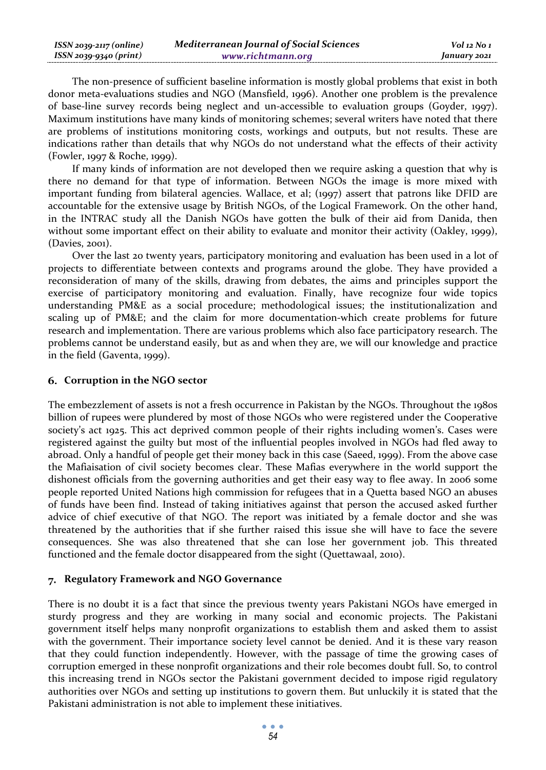The non-presence of sufficient baseline information is mostly global problems that exist in both donor meta-evaluations studies and NGO (Mansfield, 1996). Another one problem is the prevalence of base-line survey records being neglect and un-accessible to evaluation groups (Goyder, 1997). Maximum institutions have many kinds of monitoring schemes; several writers have noted that there are problems of institutions monitoring costs, workings and outputs, but not results. These are indications rather than details that why NGOs do not understand what the effects of their activity (Fowler, 1997 & Roche, 1999).

If many kinds of information are not developed then we require asking a question that why is there no demand for that type of information. Between NGOs the image is more mixed with important funding from bilateral agencies. Wallace, et al; (1997) assert that patrons like DFID are accountable for the extensive usage by British NGOs, of the Logical Framework. On the other hand, in the INTRAC study all the Danish NGOs have gotten the bulk of their aid from Danida, then without some important effect on their ability to evaluate and monitor their activity (Oakley, 1999), (Davies, 2001).

Over the last 20 twenty years, participatory monitoring and evaluation has been used in a lot of projects to differentiate between contexts and programs around the globe. They have provided a reconsideration of many of the skills, drawing from debates, the aims and principles support the exercise of participatory monitoring and evaluation. Finally, have recognize four wide topics understanding PM&E as a social procedure; methodological issues; the institutionalization and scaling up of PM&E; and the claim for more documentation-which create problems for future research and implementation. There are various problems which also face participatory research. The problems cannot be understand easily, but as and when they are, we will our knowledge and practice in the field (Gaventa, 1999).

## 6. Corruption in the NGO sector

The embezzlement of assets is not a fresh occurrence in Pakistan by the NGOs. Throughout the 1980s billion of rupees were plundered by most of those NGOs who were registered under the Cooperative society's act 1925. This act deprived common people of their rights including women's. Cases were registered against the guilty but most of the influential peoples involved in NGOs had fled away to abroad. Only a handful of people get their money back in this case (Saeed, 1999). From the above case the Mafiaisation of civil society becomes clear. These Mafias everywhere in the world support the dishonest officials from the governing authorities and get their easy way to flee away. In 2006 some people reported United Nations high commission for refugees that in a Quetta based NGO an abuses of funds have been find. Instead of taking initiatives against that person the accused asked further advice of chief executive of that NGO. The report was initiated by a female doctor and she was threatened by the authorities that if she further raised this issue she will have to face the severe consequences. She was also threatened that she can lose her government job. This threated functioned and the female doctor disappeared from the sight (Quettawaal, 2010).

## 7. Regulatory Framework and NGO Governance

There is no doubt it is a fact that since the previous twenty years Pakistani NGOs have emerged in sturdy progress and they are working in many social and economic projects. The Pakistani government itself helps many nonprofit organizations to establish them and asked them to assist with the government. Their importance society level cannot be denied. And it is these vary reason that they could function independently. However, with the passage of time the growing cases of corruption emerged in these nonprofit organizations and their role becomes doubt full. So, to control this increasing trend in NGOs sector the Pakistani government decided to impose rigid regulatory authorities over NGOs and setting up institutions to govern them. But unluckily it is stated that the Pakistani administration is not able to implement these initiatives.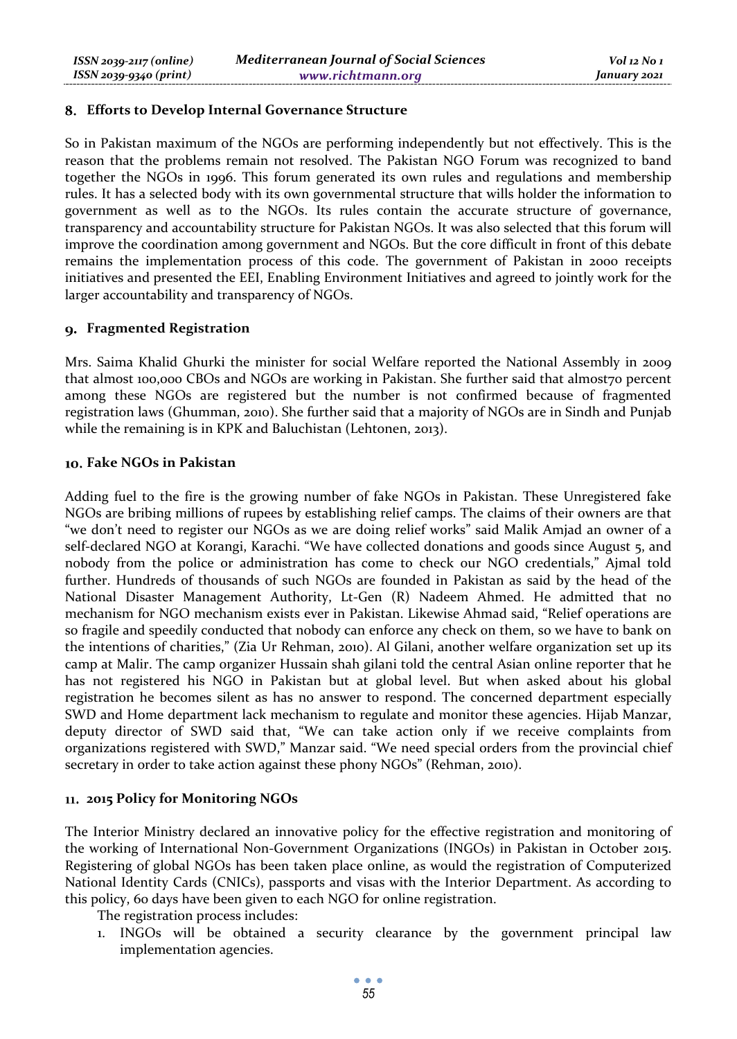## 8. Efforts to Develop Internal Governance Structure

So in Pakistan maximum of the NGOs are performing independently but not effectively. This is the reason that the problems remain not resolved. The Pakistan NGO Forum was recognized to band together the NGOs in 1996. This forum generated its own rules and regulations and membership rules. It has a selected body with its own governmental structure that wills holder the information to government as well as to the NGOs. Its rules contain the accurate structure of governance, transparency and accountability structure for Pakistan NGOs. It was also selected that this forum will improve the coordination among government and NGOs. But the core difficult in front of this debate remains the implementation process of this code. The government of Pakistan in 2000 receipts initiatives and presented the EEI, Enabling Environment Initiatives and agreed to jointly work for the larger accountability and transparency of NGOs.

## 9. Fragmented Registration

Mrs. Saima Khalid Ghurki the minister for social Welfare reported the National Assembly in 2009 that almost 100,000 CBOs and NGOs are working in Pakistan. She further said that almost70 percent among these NGOs are registered but the number is not confirmed because of fragmented registration laws (Ghumman, 2010). She further said that a majority of NGOs are in Sindh and Punjab while the remaining is in KPK and Baluchistan (Lehtonen, 2013).

## 10. Fake NGOs in Pakistan

Adding fuel to the fire is the growing number of fake NGOs in Pakistan. These Unregistered fake NGOs are bribing millions of rupees by establishing relief camps. The claims of their owners are that "we don't need to register our NGOs as we are doing relief works" said Malik Amjad an owner of a self-declared NGO at Korangi, Karachi. "We have collected donations and goods since August 5, and nobody from the police or administration has come to check our NGO credentials," Ajmal told further. Hundreds of thousands of such NGOs are founded in Pakistan as said by the head of the National Disaster Management Authority, Lt-Gen (R) Nadeem Ahmed. He admitted that no mechanism for NGO mechanism exists ever in Pakistan. Likewise Ahmad said, "Relief operations are so fragile and speedily conducted that nobody can enforce any check on them, so we have to bank on the intentions of charities," (Zia Ur Rehman, 2010). Al Gilani, another welfare organization set up its camp at Malir. The camp organizer Hussain shah gilani told the central Asian online reporter that he has not registered his NGO in Pakistan but at global level. But when asked about his global registration he becomes silent as has no answer to respond. The concerned department especially SWD and Home department lack mechanism to regulate and monitor these agencies. Hijab Manzar, deputy director of SWD said that, "We can take action only if we receive complaints from organizations registered with SWD," Manzar said. "We need special orders from the provincial chief secretary in order to take action against these phony NGOs" (Rehman, 2010).

## 11. 2015 Policy for Monitoring NGOs

The Interior Ministry declared an innovative policy for the effective registration and monitoring of the working of International Non-Government Organizations (INGOs) in Pakistan in October 2015. Registering of global NGOs has been taken place online, as would the registration of Computerized National Identity Cards (CNICs), passports and visas with the Interior Department. As according to this policy, 60 days have been given to each NGO for online registration.

The registration process includes:

1. INGOs will be obtained a security clearance by the government principal law implementation agencies.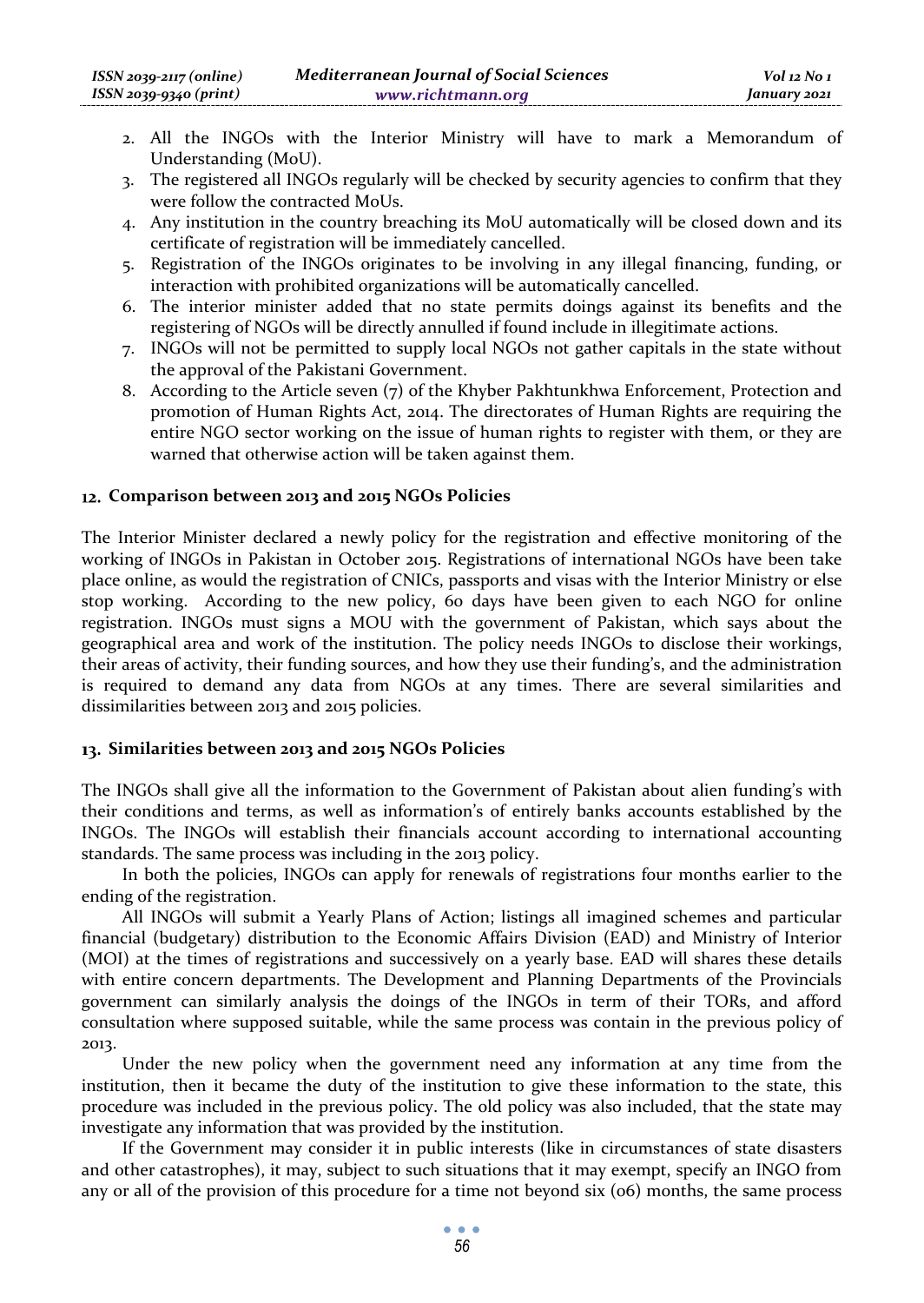2. All the INGOs with the Interior Ministry will have to mark a Memorandum of Understanding (MoU).
3. The registered all INGOs regularly will be checked by security agencies to confirm that they were follow the contracted MoUs.
4. Any institution in the country breaching its MoU automatically will be closed down and its certificate of registration will be immediately cancelled.
5. Registration of the INGOs originates to be involving in any illegal financing, funding, or interaction with prohibited organizations will be automatically cancelled.
6. The interior minister added that no state permits doings against its benefits and the registering of NGOs will be directly annulled if found include in illegitimate actions.
7. INGOs will not be permitted to supply local NGOs not gather capitals in the state without the approval of the Pakistani Government.
8. According to the Article seven (7) of the Khyber Pakhtunkhwa Enforcement, Protection and promotion of Human Rights Act, 2014. The directorates of Human Rights are requiring the entire NGO sector working on the issue of human rights to register with them, or they are warned that otherwise action will be taken against them.

## 12. Comparison between 2013 and 2015 NGOs Policies

The Interior Minister declared a newly policy for the registration and effective monitoring of the working of INGOs in Pakistan in October 2015. Registrations of international NGOs have been take place online, as would the registration of CNICs, passports and visas with the Interior Ministry or else stop working. According to the new policy, 60 days have been given to each NGO for online registration. INGOs must signs a MOU with the government of Pakistan, which says about the geographical area and work of the institution. The policy needs INGOs to disclose their workings, their areas of activity, their funding sources, and how they use their funding's, and the administration is required to demand any data from NGOs at any times. There are several similarities and dissimilarities between 2013 and 2015 policies.

## 13. Similarities between 2013 and 2015 NGOs Policies

The INGOs shall give all the information to the Government of Pakistan about alien funding's with their conditions and terms, as well as information's of entirely banks accounts established by the INGOs. The INGOs will establish their financials account according to international accounting standards. The same process was including in the 2013 policy.

In both the policies, INGOs can apply for renewals of registrations four months earlier to the ending of the registration.

All INGOs will submit a Yearly Plans of Action; listings all imagined schemes and particular financial (budgetary) distribution to the Economic Affairs Division (EAD) and Ministry of Interior (MOI) at the times of registrations and successively on a yearly base. EAD will shares these details with entire concern departments. The Development and Planning Departments of the Provincials government can similarly analysis the doings of the INGOs in term of their TORs, and afford consultation where supposed suitable, while the same process was contain in the previous policy of 2013.

Under the new policy when the government need any information at any time from the institution, then it became the duty of the institution to give these information to the state, this procedure was included in the previous policy. The old policy was also included, that the state may investigate any information that was provided by the institution.

If the Government may consider it in public interests (like in circumstances of state disasters and other catastrophes), it may, subject to such situations that it may exempt, specify an INGO from any or all of the provision of this procedure for a time not beyond six (06) months, the same process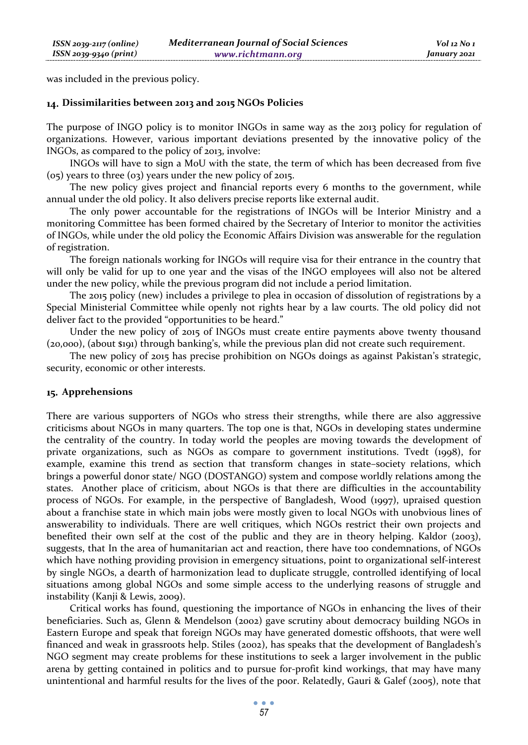was included in the previous policy.

## 14. Dissimilarities between 2013 and 2015 NGOs Policies

The purpose of INGO policy is to monitor INGOs in same way as the 2013 policy for regulation of organizations. However, various important deviations presented by the innovative policy of the INGOs, as compared to the policy of 2013, involve:

INGOs will have to sign a MoU with the state, the term of which has been decreased from five (05) years to three (03) years under the new policy of 2015.

The new policy gives project and financial reports every 6 months to the government, while annual under the old policy. It also delivers precise reports like external audit.

The only power accountable for the registrations of INGOs will be Interior Ministry and a monitoring Committee has been formed chaired by the Secretary of Interior to monitor the activities of INGOs, while under the old policy the Economic Affairs Division was answerable for the regulation of registration.

The foreign nationals working for INGOs will require visa for their entrance in the country that will only be valid for up to one year and the visas of the INGO employees will also not be altered under the new policy, while the previous program did not include a period limitation.

The 2015 policy (new) includes a privilege to plea in occasion of dissolution of registrations by a Special Ministerial Committee while openly not rights hear by a law courts. The old policy did not deliver fact to the provided "opportunities to be heard."

Under the new policy of 2015 of INGOs must create entire payments above twenty thousand (20,000), (about $191) through banking's, while the previous plan did not create such requirement.

The new policy of 2015 has precise prohibition on NGOs doings as against Pakistan's strategic, security, economic or other interests.

## 15. Apprehensions

There are various supporters of NGOs who stress their strengths, while there are also aggressive criticisms about NGOs in many quarters. The top one is that, NGOs in developing states undermine the centrality of the country. In today world the peoples are moving towards the development of private organizations, such as NGOs as compare to government institutions. Tvedt (1998), for example, examine this trend as section that transform changes in state–society relations, which brings a powerful donor state/ NGO (DOSTANGO) system and compose worldly relations among the states. Another place of criticism, about NGOs is that there are difficulties in the accountability process of NGOs. For example, in the perspective of Bangladesh, Wood (1997), upraised question about a franchise state in which main jobs were mostly given to local NGOs with unobvious lines of answerability to individuals. There are well critiques, which NGOs restrict their own projects and benefited their own self at the cost of the public and they are in theory helping. Kaldor (2003), suggests, that In the area of humanitarian act and reaction, there have too condemnations, of NGOs which have nothing providing provision in emergency situations, point to organizational self-interest by single NGOs, a dearth of harmonization lead to duplicate struggle, controlled identifying of local situations among global NGOs and some simple access to the underlying reasons of struggle and instability (Kanji & Lewis, 2009).

Critical works has found, questioning the importance of NGOs in enhancing the lives of their beneficiaries. Such as, Glenn & Mendelson (2002) gave scrutiny about democracy building NGOs in Eastern Europe and speak that foreign NGOs may have generated domestic offshoots, that were well financed and weak in grassroots help. Stiles (2002), has speaks that the development of Bangladesh's NGO segment may create problems for these institutions to seek a larger involvement in the public arena by getting contained in politics and to pursue for-profit kind workings, that may have many unintentional and harmful results for the lives of the poor. Relatedly, Gauri & Galef (2005), note that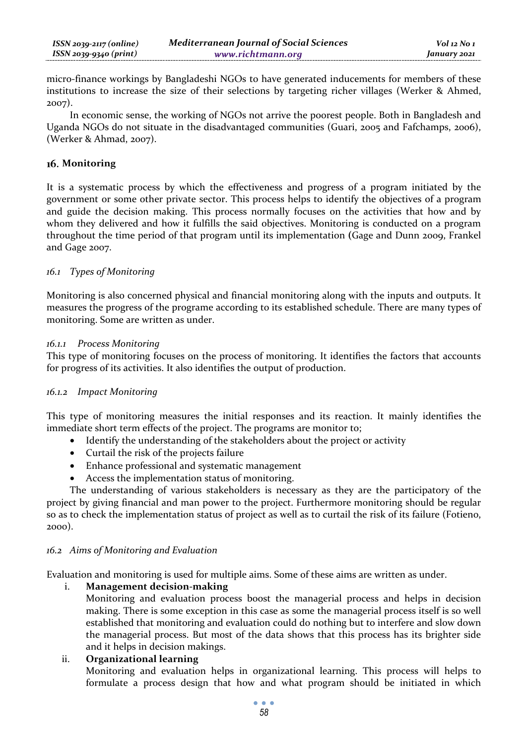micro-finance workings by Bangladeshi NGOs to have generated inducements for members of these institutions to increase the size of their selections by targeting richer villages (Werker & Ahmed, 2007).

In economic sense, the working of NGOs not arrive the poorest people. Both in Bangladesh and Uganda NGOs do not situate in the disadvantaged communities (Guari, 2005 and Fafchamps, 2006), (Werker & Ahmad, 2007).

## 16. Monitoring

It is a systematic process by which the effectiveness and progress of a program initiated by the government or some other private sector. This process helps to identify the objectives of a program and guide the decision making. This process normally focuses on the activities that how and by whom they delivered and how it fulfills the said objectives. Monitoring is conducted on a program throughout the time period of that program until its implementation (Gage and Dunn 2009, Frankel and Gage 2007.

### *16.1 Types of Monitoring*

Monitoring is also concerned physical and financial monitoring along with the inputs and outputs. It measures the progress of the programe according to its established schedule. There are many types of monitoring. Some are written as under.

#### *16.1.1 Process Monitoring*

This type of monitoring focuses on the process of monitoring. It identifies the factors that accounts for progress of its activities. It also identifies the output of production.

#### *16.1.2 Impact Monitoring*

This type of monitoring measures the initial responses and its reaction. It mainly identifies the immediate short term effects of the project. The programs are monitor to;

- Identify the understanding of the stakeholders about the project or activity
- Curtail the risk of the projects failure
- Enhance professional and systematic management
- Access the implementation status of monitoring.

The understanding of various stakeholders is necessary as they are the participatory of the project by giving financial and man power to the project. Furthermore monitoring should be regular so as to check the implementation status of project as well as to curtail the risk of its failure (Fotieno, 2000).

### *16.2 Aims of Monitoring and Evaluation*

Evaluation and monitoring is used for multiple aims. Some of these aims are written as under.

i. **Management decision-making**
   Monitoring and evaluation process boost the managerial process and helps in decision making. There is some exception in this case as some the managerial process itself is so well established that monitoring and evaluation could do nothing but to interfere and slow down the managerial process. But most of the data shows that this process has its brighter side and it helps in decision makings.

ii. **Organizational learning**
   Monitoring and evaluation helps in organizational learning. This process will helps to formulate a process design that how and what program should be initiated in which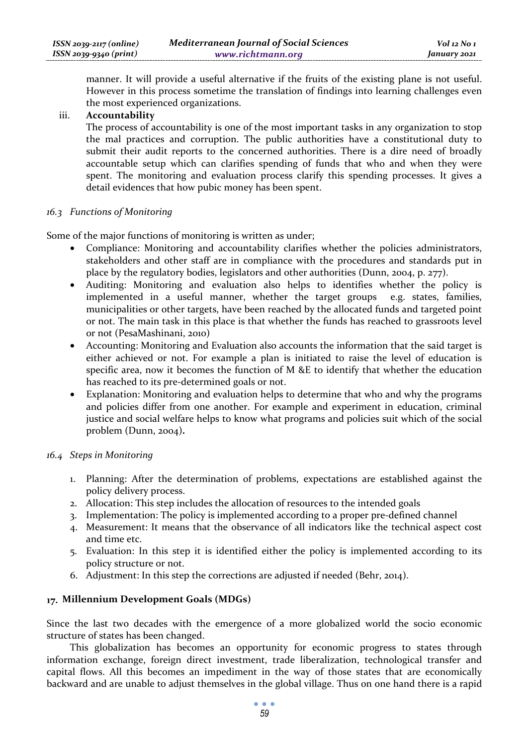manner. It will provide a useful alternative if the fruits of the existing plane is not useful. However in this process sometime the translation of findings into learning challenges even the most experienced organizations.

iii. **Accountability**

The process of accountability is one of the most important tasks in any organization to stop the mal practices and corruption. The public authorities have a constitutional duty to submit their audit reports to the concerned authorities. There is a dire need of broadly accountable setup which can clarifies spending of funds that who and when they were spent. The monitoring and evaluation process clarify this spending processes. It gives a detail evidences that how pubic money has been spent.

### *16.3 Functions of Monitoring*

Some of the major functions of monitoring is written as under;

- Compliance: Monitoring and accountability clarifies whether the policies administrators, stakeholders and other staff are in compliance with the procedures and standards put in place by the regulatory bodies, legislators and other authorities (Dunn, 2004, p. 277).
- Auditing: Monitoring and evaluation also helps to identifies whether the policy is implemented in a useful manner, whether the target groups e.g. states, families, municipalities or other targets, have been reached by the allocated funds and targeted point or not. The main task in this place is that whether the funds has reached to grassroots level or not (PesaMashinani, 2010)
- Accounting: Monitoring and Evaluation also accounts the information that the said target is either achieved or not. For example a plan is initiated to raise the level of education is specific area, now it becomes the function of M &E to identify that whether the education has reached to its pre-determined goals or not.
- Explanation: Monitoring and evaluation helps to determine that who and why the programs and policies differ from one another. For example and experiment in education, criminal justice and social welfare helps to know what programs and policies suit which of the social problem (Dunn, 2004)**.**

### *16.4 Steps in Monitoring*

1. Planning: After the determination of problems, expectations are established against the policy delivery process.
2. Allocation: This step includes the allocation of resources to the intended goals
3. Implementation: The policy is implemented according to a proper pre-defined channel
4. Measurement: It means that the observance of all indicators like the technical aspect cost and time etc.
5. Evaluation: In this step it is identified either the policy is implemented according to its policy structure or not.
6. Adjustment: In this step the corrections are adjusted if needed (Behr, 2014).

## 17. Millennium Development Goals (MDGs)

Since the last two decades with the emergence of a more globalized world the socio economic structure of states has been changed.

This globalization has becomes an opportunity for economic progress to states through information exchange, foreign direct investment, trade liberalization, technological transfer and capital flows. All this becomes an impediment in the way of those states that are economically backward and are unable to adjust themselves in the global village. Thus on one hand there is a rapid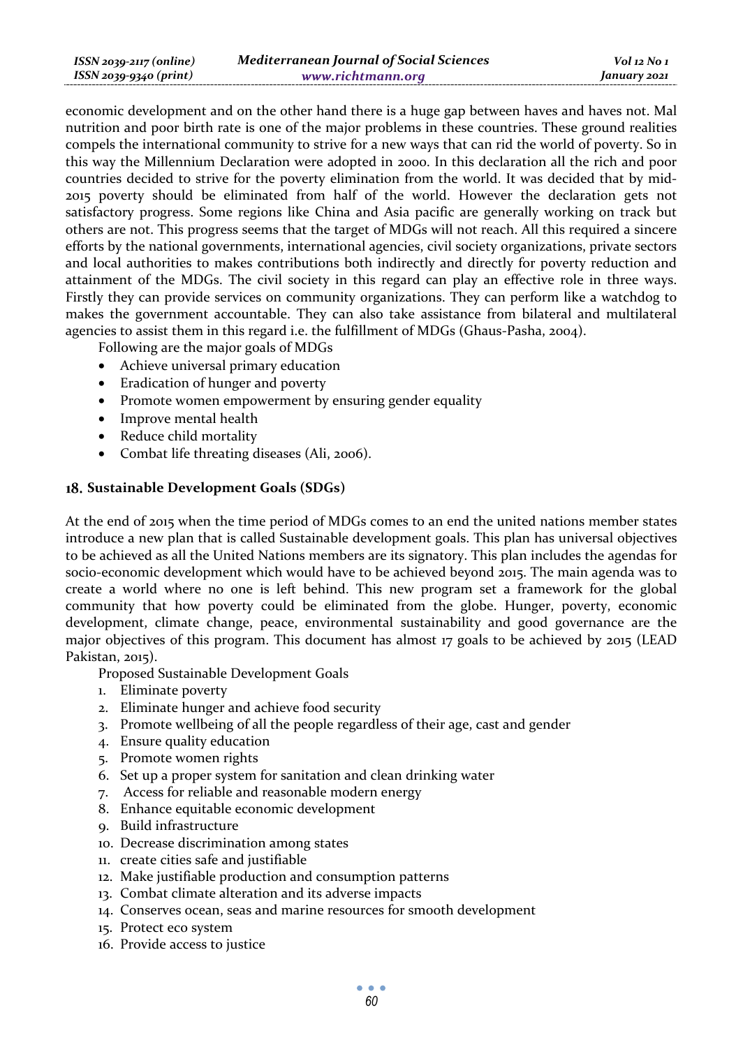economic development and on the other hand there is a huge gap between haves and haves not. Mal nutrition and poor birth rate is one of the major problems in these countries. These ground realities compels the international community to strive for a new ways that can rid the world of poverty. So in this way the Millennium Declaration were adopted in 2000. In this declaration all the rich and poor countries decided to strive for the poverty elimination from the world. It was decided that by mid-2015 poverty should be eliminated from half of the world. However the declaration gets not satisfactory progress. Some regions like China and Asia pacific are generally working on track but others are not. This progress seems that the target of MDGs will not reach. All this required a sincere efforts by the national governments, international agencies, civil society organizations, private sectors and local authorities to makes contributions both indirectly and directly for poverty reduction and attainment of the MDGs. The civil society in this regard can play an effective role in three ways. Firstly they can provide services on community organizations. They can perform like a watchdog to makes the government accountable. They can also take assistance from bilateral and multilateral agencies to assist them in this regard i.e. the fulfillment of MDGs (Ghaus-Pasha, 2004).

Following are the major goals of MDGs

- Achieve universal primary education
- Eradication of hunger and poverty
- Promote women empowerment by ensuring gender equality
- Improve mental health
- Reduce child mortality
- Combat life threating diseases (Ali, 2006).

## 18. Sustainable Development Goals (SDGs)

At the end of 2015 when the time period of MDGs comes to an end the united nations member states introduce a new plan that is called Sustainable development goals. This plan has universal objectives to be achieved as all the United Nations members are its signatory. This plan includes the agendas for socio-economic development which would have to be achieved beyond 2015. The main agenda was to create a world where no one is left behind. This new program set a framework for the global community that how poverty could be eliminated from the globe. Hunger, poverty, economic development, climate change, peace, environmental sustainability and good governance are the major objectives of this program. This document has almost 17 goals to be achieved by 2015 (LEAD Pakistan, 2015).

Proposed Sustainable Development Goals

1. Eliminate poverty
2. Eliminate hunger and achieve food security
3. Promote wellbeing of all the people regardless of their age, cast and gender
4. Ensure quality education
5. Promote women rights
6. Set up a proper system for sanitation and clean drinking water
7. Access for reliable and reasonable modern energy
8. Enhance equitable economic development
9. Build infrastructure
10. Decrease discrimination among states
11. create cities safe and justifiable
12. Make justifiable production and consumption patterns
13. Combat climate alteration and its adverse impacts
14. Conserves ocean, seas and marine resources for smooth development
15. Protect eco system
16. Provide access to justice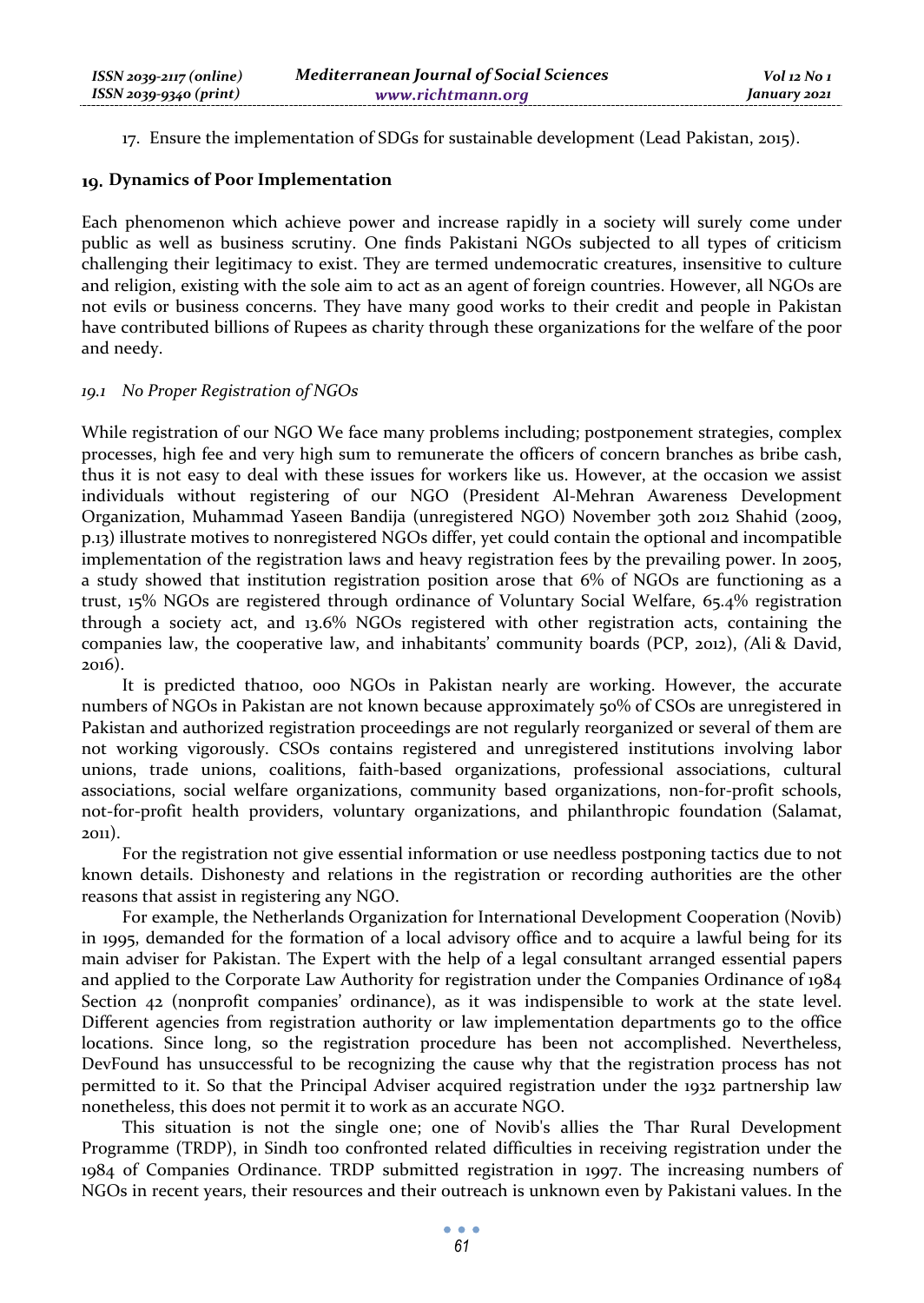17. Ensure the implementation of SDGs for sustainable development (Lead Pakistan, 2015).

## 19. Dynamics of Poor Implementation

Each phenomenon which achieve power and increase rapidly in a society will surely come under public as well as business scrutiny. One finds Pakistani NGOs subjected to all types of criticism challenging their legitimacy to exist. They are termed undemocratic creatures, insensitive to culture and religion, existing with the sole aim to act as an agent of foreign countries. However, all NGOs are not evils or business concerns. They have many good works to their credit and people in Pakistan have contributed billions of Rupees as charity through these organizations for the welfare of the poor and needy.

### *19.1 No Proper Registration of NGOs*

While registration of our NGO We face many problems including; postponement strategies, complex processes, high fee and very high sum to remunerate the officers of concern branches as bribe cash, thus it is not easy to deal with these issues for workers like us. However, at the occasion we assist individuals without registering of our NGO (President Al-Mehran Awareness Development Organization, Muhammad Yaseen Bandija (unregistered NGO) November 30th 2012 Shahid (2009, p.13) illustrate motives to nonregistered NGOs differ, yet could contain the optional and incompatible implementation of the registration laws and heavy registration fees by the prevailing power. In 2005, a study showed that institution registration position arose that 6% of NGOs are functioning as a trust, 15% NGOs are registered through ordinance of Voluntary Social Welfare, 65.4% registration through a society act, and 13.6% NGOs registered with other registration acts, containing the companies law, the cooperative law, and inhabitants' community boards (PCP, 2012), (Ali & David, 2016).

It is predicted that100, 000 NGOs in Pakistan nearly are working. However, the accurate numbers of NGOs in Pakistan are not known because approximately 50% of CSOs are unregistered in Pakistan and authorized registration proceedings are not regularly reorganized or several of them are not working vigorously. CSOs contains registered and unregistered institutions involving labor unions, trade unions, coalitions, faith-based organizations, professional associations, cultural associations, social welfare organizations, community based organizations, non-for-profit schools, not-for-profit health providers, voluntary organizations, and philanthropic foundation (Salamat, 2011).

For the registration not give essential information or use needless postponing tactics due to not known details. Dishonesty and relations in the registration or recording authorities are the other reasons that assist in registering any NGO.

For example, the Netherlands Organization for International Development Cooperation (Novib) in 1995, demanded for the formation of a local advisory office and to acquire a lawful being for its main adviser for Pakistan. The Expert with the help of a legal consultant arranged essential papers and applied to the Corporate Law Authority for registration under the Companies Ordinance of 1984 Section 42 (nonprofit companies' ordinance), as it was indispensible to work at the state level. Different agencies from registration authority or law implementation departments go to the office locations. Since long, so the registration procedure has been not accomplished. Nevertheless, DevFound has unsuccessful to be recognizing the cause why that the registration process has not permitted to it. So that the Principal Adviser acquired registration under the 1932 partnership law nonetheless, this does not permit it to work as an accurate NGO.

This situation is not the single one; one of Novib's allies the Thar Rural Development Programme (TRDP), in Sindh too confronted related difficulties in receiving registration under the 1984 of Companies Ordinance. TRDP submitted registration in 1997. The increasing numbers of NGOs in recent years, their resources and their outreach is unknown even by Pakistani values. In the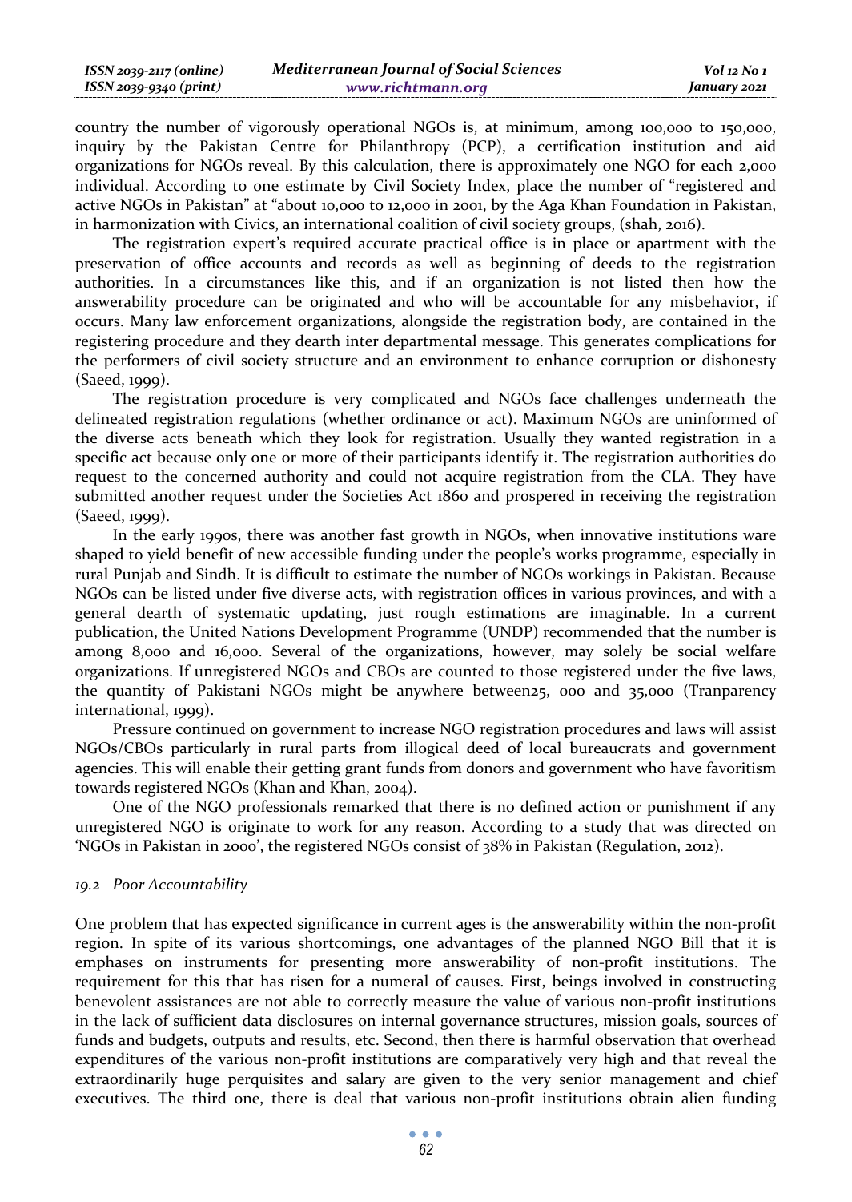country the number of vigorously operational NGOs is, at minimum, among 100,000 to 150,000, inquiry by the Pakistan Centre for Philanthropy (PCP), a certification institution and aid organizations for NGOs reveal. By this calculation, there is approximately one NGO for each 2,000 individual. According to one estimate by Civil Society Index, place the number of "registered and active NGOs in Pakistan" at "about 10,000 to 12,000 in 2001, by the Aga Khan Foundation in Pakistan, in harmonization with Civics, an international coalition of civil society groups, (shah, 2016).

The registration expert's required accurate practical office is in place or apartment with the preservation of office accounts and records as well as beginning of deeds to the registration authorities. In a circumstances like this, and if an organization is not listed then how the answerability procedure can be originated and who will be accountable for any misbehavior, if occurs. Many law enforcement organizations, alongside the registration body, are contained in the registering procedure and they dearth inter departmental message. This generates complications for the performers of civil society structure and an environment to enhance corruption or dishonesty (Saeed, 1999).

The registration procedure is very complicated and NGOs face challenges underneath the delineated registration regulations (whether ordinance or act). Maximum NGOs are uninformed of the diverse acts beneath which they look for registration. Usually they wanted registration in a specific act because only one or more of their participants identify it. The registration authorities do request to the concerned authority and could not acquire registration from the CLA. They have submitted another request under the Societies Act 1860 and prospered in receiving the registration (Saeed, 1999).

In the early 1990s, there was another fast growth in NGOs, when innovative institutions ware shaped to yield benefit of new accessible funding under the people's works programme, especially in rural Punjab and Sindh. It is difficult to estimate the number of NGOs workings in Pakistan. Because NGOs can be listed under five diverse acts, with registration offices in various provinces, and with a general dearth of systematic updating, just rough estimations are imaginable. In a current publication, the United Nations Development Programme (UNDP) recommended that the number is among 8,000 and 16,000. Several of the organizations, however, may solely be social welfare organizations. If unregistered NGOs and CBOs are counted to those registered under the five laws, the quantity of Pakistani NGOs might be anywhere between25, 000 and 35,000 (Tranparency international, 1999).

Pressure continued on government to increase NGO registration procedures and laws will assist NGOs/CBOs particularly in rural parts from illogical deed of local bureaucrats and government agencies. This will enable their getting grant funds from donors and government who have favoritism towards registered NGOs (Khan and Khan, 2004).

One of the NGO professionals remarked that there is no defined action or punishment if any unregistered NGO is originate to work for any reason. According to a study that was directed on 'NGOs in Pakistan in 2000', the registered NGOs consist of 38% in Pakistan (Regulation, 2012).

### *19.2 Poor Accountability*

One problem that has expected significance in current ages is the answerability within the non-profit region. In spite of its various shortcomings, one advantages of the planned NGO Bill that it is emphases on instruments for presenting more answerability of non-profit institutions. The requirement for this that has risen for a numeral of causes. First, beings involved in constructing benevolent assistances are not able to correctly measure the value of various non-profit institutions in the lack of sufficient data disclosures on internal governance structures, mission goals, sources of funds and budgets, outputs and results, etc. Second, then there is harmful observation that overhead expenditures of the various non-profit institutions are comparatively very high and that reveal the extraordinarily huge perquisites and salary are given to the very senior management and chief executives. The third one, there is deal that various non-profit institutions obtain alien funding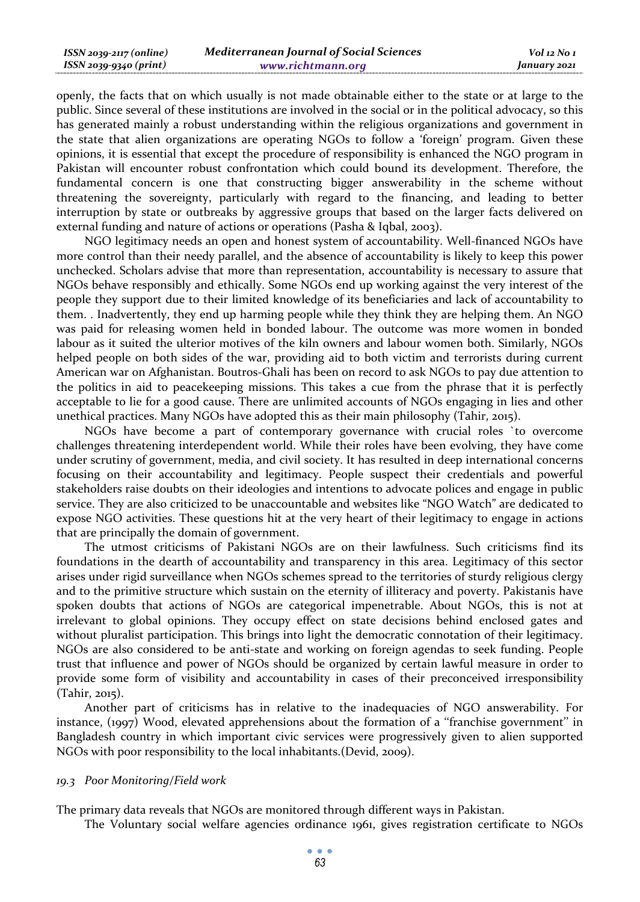openly, the facts that on which usually is not made obtainable either to the state or at large to the public. Since several of these institutions are involved in the social or in the political advocacy, so this has generated mainly a robust understanding within the religious organizations and government in the state that alien organizations are operating NGOs to follow a 'foreign' program. Given these opinions, it is essential that except the procedure of responsibility is enhanced the NGO program in Pakistan will encounter robust confrontation which could bound its development. Therefore, the fundamental concern is one that constructing bigger answerability in the scheme without threatening the sovereignty, particularly with regard to the financing, and leading to better interruption by state or outbreaks by aggressive groups that based on the larger facts delivered on external funding and nature of actions or operations (Pasha & Iqbal, 2003).

NGO legitimacy needs an open and honest system of accountability. Well-financed NGOs have more control than their needy parallel, and the absence of accountability is likely to keep this power unchecked. Scholars advise that more than representation, accountability is necessary to assure that NGOs behave responsibly and ethically. Some NGOs end up working against the very interest of the people they support due to their limited knowledge of its beneficiaries and lack of accountability to them. . Inadvertently, they end up harming people while they think they are helping them. An NGO was paid for releasing women held in bonded labour. The outcome was more women in bonded labour as it suited the ulterior motives of the kiln owners and labour women both. Similarly, NGOs helped people on both sides of the war, providing aid to both victim and terrorists during current American war on Afghanistan. Boutros-Ghali has been on record to ask NGOs to pay due attention to the politics in aid to peacekeeping missions. This takes a cue from the phrase that it is perfectly acceptable to lie for a good cause. There are unlimited accounts of NGOs engaging in lies and other unethical practices. Many NGOs have adopted this as their main philosophy (Tahir, 2015).

NGOs have become a part of contemporary governance with crucial roles `to overcome challenges threatening interdependent world. While their roles have been evolving, they have come under scrutiny of government, media, and civil society. It has resulted in deep international concerns focusing on their accountability and legitimacy. People suspect their credentials and powerful stakeholders raise doubts on their ideologies and intentions to advocate polices and engage in public service. They are also criticized to be unaccountable and websites like "NGO Watch" are dedicated to expose NGO activities. These questions hit at the very heart of their legitimacy to engage in actions that are principally the domain of government.

The utmost criticisms of Pakistani NGOs are on their lawfulness. Such criticisms find its foundations in the dearth of accountability and transparency in this area. Legitimacy of this sector arises under rigid surveillance when NGOs schemes spread to the territories of sturdy religious clergy and to the primitive structure which sustain on the eternity of illiteracy and poverty. Pakistanis have spoken doubts that actions of NGOs are categorical impenetrable. About NGOs, this is not at irrelevant to global opinions. They occupy effect on state decisions behind enclosed gates and without pluralist participation. This brings into light the democratic connotation of their legitimacy. NGOs are also considered to be anti-state and working on foreign agendas to seek funding. People trust that influence and power of NGOs should be organized by certain lawful measure in order to provide some form of visibility and accountability in cases of their preconceived irresponsibility (Tahir, 2015).

Another part of criticisms has in relative to the inadequacies of NGO answerability. For instance, (1997) Wood, elevated apprehensions about the formation of a "franchise government" in Bangladesh country in which important civic services were progressively given to alien supported NGOs with poor responsibility to the local inhabitants.(Devid, 2009).

### *19.3 Poor Monitoring/Field work*

The primary data reveals that NGOs are monitored through different ways in Pakistan.

The Voluntary social welfare agencies ordinance 1961, gives registration certificate to NGOs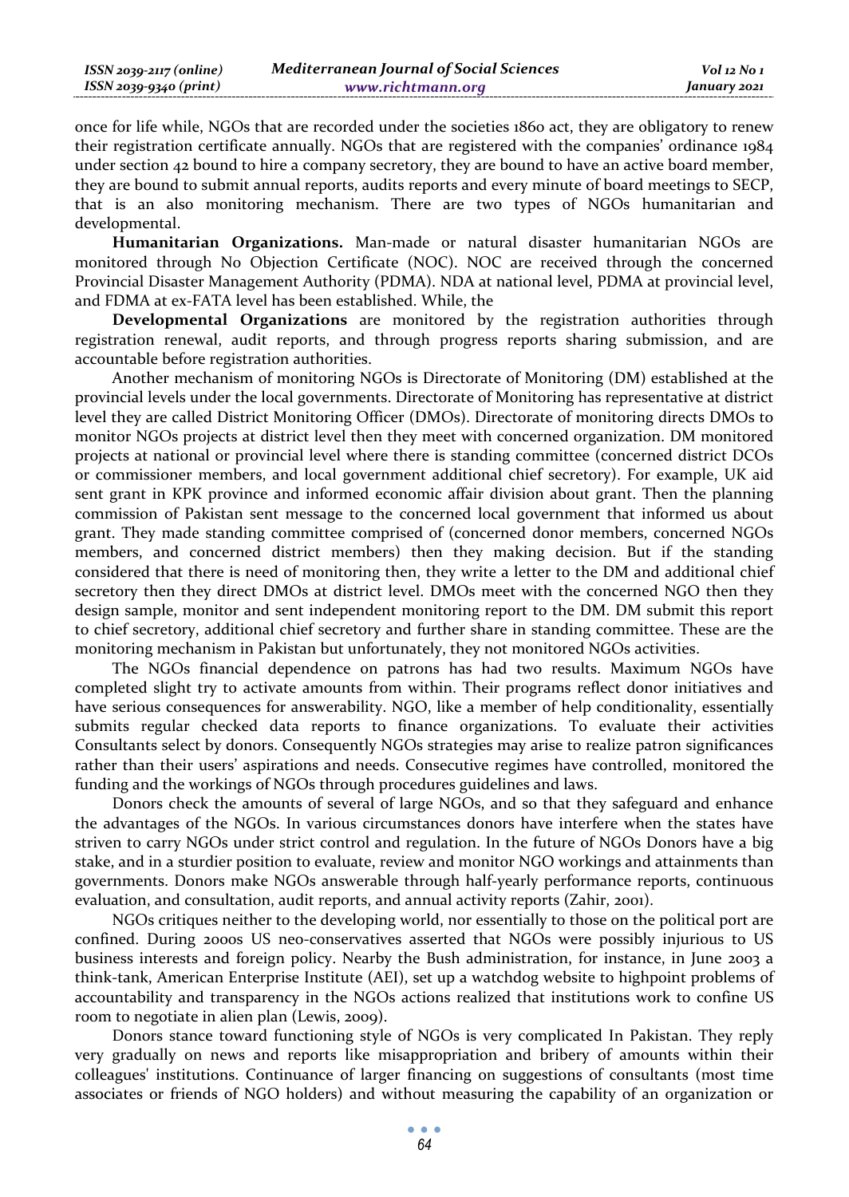once for life while, NGOs that are recorded under the societies 1860 act, they are obligatory to renew their registration certificate annually. NGOs that are registered with the companies' ordinance 1984 under section 42 bound to hire a company secretory, they are bound to have an active board member, they are bound to submit annual reports, audits reports and every minute of board meetings to SECP, that is an also monitoring mechanism. There are two types of NGOs humanitarian and developmental.

**Humanitarian Organizations.** Man-made or natural disaster humanitarian NGOs are monitored through No Objection Certificate (NOC). NOC are received through the concerned Provincial Disaster Management Authority (PDMA). NDA at national level, PDMA at provincial level, and FDMA at ex-FATA level has been established. While, the

**Developmental Organizations** are monitored by the registration authorities through registration renewal, audit reports, and through progress reports sharing submission, and are accountable before registration authorities.

Another mechanism of monitoring NGOs is Directorate of Monitoring (DM) established at the provincial levels under the local governments. Directorate of Monitoring has representative at district level they are called District Monitoring Officer (DMOs). Directorate of monitoring directs DMOs to monitor NGOs projects at district level then they meet with concerned organization. DM monitored projects at national or provincial level where there is standing committee (concerned district DCOs or commissioner members, and local government additional chief secretory). For example, UK aid sent grant in KPK province and informed economic affair division about grant. Then the planning commission of Pakistan sent message to the concerned local government that informed us about grant. They made standing committee comprised of (concerned donor members, concerned NGOs members, and concerned district members) then they making decision. But if the standing considered that there is need of monitoring then, they write a letter to the DM and additional chief secretory then they direct DMOs at district level. DMOs meet with the concerned NGO then they design sample, monitor and sent independent monitoring report to the DM. DM submit this report to chief secretory, additional chief secretory and further share in standing committee. These are the monitoring mechanism in Pakistan but unfortunately, they not monitored NGOs activities.

The NGOs financial dependence on patrons has had two results. Maximum NGOs have completed slight try to activate amounts from within. Their programs reflect donor initiatives and have serious consequences for answerability. NGO, like a member of help conditionality, essentially submits regular checked data reports to finance organizations. To evaluate their activities Consultants select by donors. Consequently NGOs strategies may arise to realize patron significances rather than their users' aspirations and needs. Consecutive regimes have controlled, monitored the funding and the workings of NGOs through procedures guidelines and laws.

Donors check the amounts of several of large NGOs, and so that they safeguard and enhance the advantages of the NGOs. In various circumstances donors have interfere when the states have striven to carry NGOs under strict control and regulation. In the future of NGOs Donors have a big stake, and in a sturdier position to evaluate, review and monitor NGO workings and attainments than governments. Donors make NGOs answerable through half-yearly performance reports, continuous evaluation, and consultation, audit reports, and annual activity reports (Zahir, 2001).

NGOs critiques neither to the developing world, nor essentially to those on the political port are confined. During 2000s US neo-conservatives asserted that NGOs were possibly injurious to US business interests and foreign policy. Nearby the Bush administration, for instance, in June 2003 a think-tank, American Enterprise Institute (AEI), set up a watchdog website to highpoint problems of accountability and transparency in the NGOs actions realized that institutions work to confine US room to negotiate in alien plan (Lewis, 2009).

Donors stance toward functioning style of NGOs is very complicated In Pakistan. They reply very gradually on news and reports like misappropriation and bribery of amounts within their colleagues' institutions. Continuance of larger financing on suggestions of consultants (most time associates or friends of NGO holders) and without measuring the capability of an organization or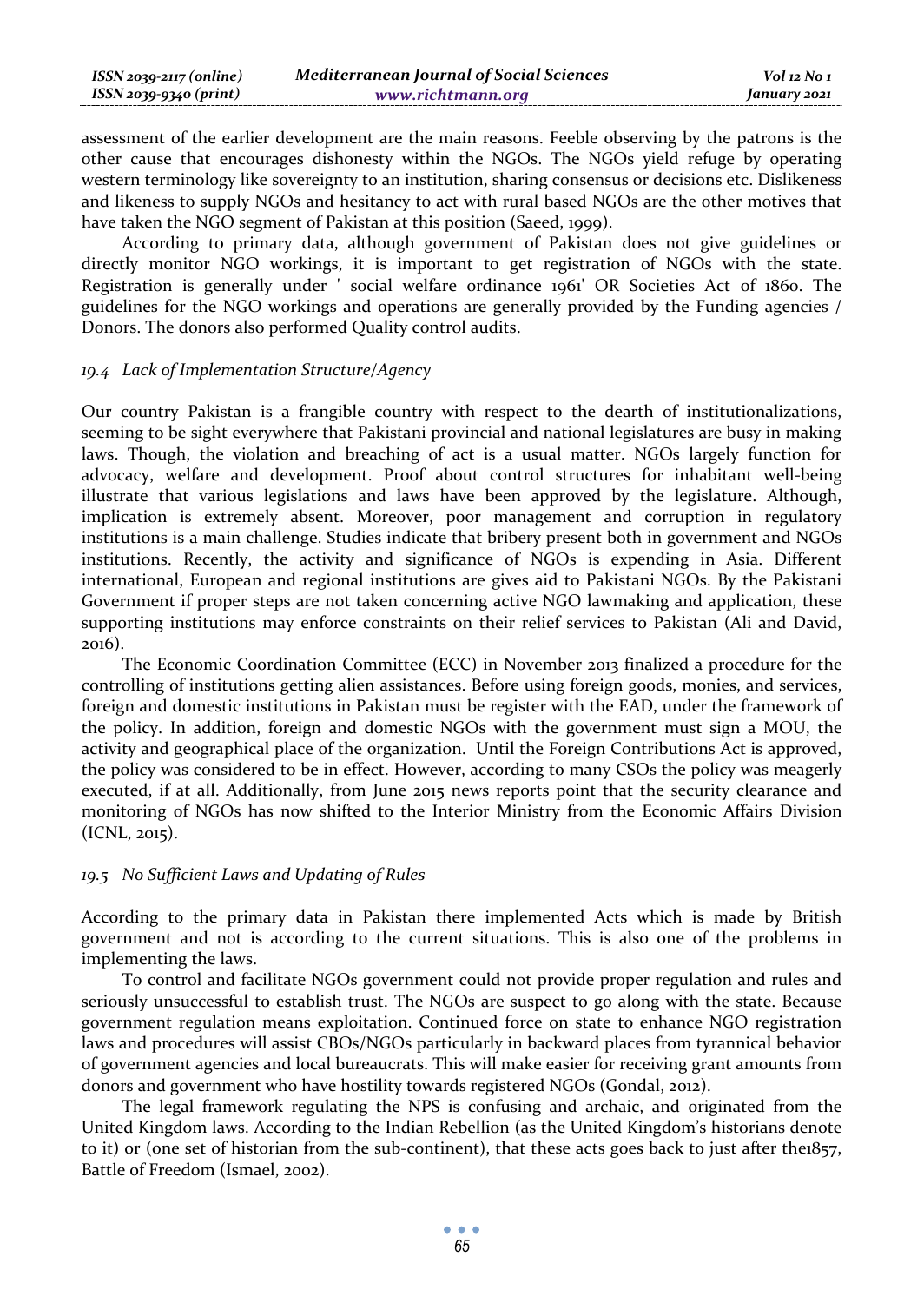assessment of the earlier development are the main reasons. Feeble observing by the patrons is the other cause that encourages dishonesty within the NGOs. The NGOs yield refuge by operating western terminology like sovereignty to an institution, sharing consensus or decisions etc. Dislikeness and likeness to supply NGOs and hesitancy to act with rural based NGOs are the other motives that have taken the NGO segment of Pakistan at this position (Saeed, 1999).

According to primary data, although government of Pakistan does not give guidelines or directly monitor NGO workings, it is important to get registration of NGOs with the state. Registration is generally under ' social welfare ordinance 1961' OR Societies Act of 1860. The guidelines for the NGO workings and operations are generally provided by the Funding agencies / Donors. The donors also performed Quality control audits.

### *19.4 Lack of Implementation Structure/Agency*

Our country Pakistan is a frangible country with respect to the dearth of institutionalizations, seeming to be sight everywhere that Pakistani provincial and national legislatures are busy in making laws. Though, the violation and breaching of act is a usual matter. NGOs largely function for advocacy, welfare and development. Proof about control structures for inhabitant well-being illustrate that various legislations and laws have been approved by the legislature. Although, implication is extremely absent. Moreover, poor management and corruption in regulatory institutions is a main challenge. Studies indicate that bribery present both in government and NGOs institutions. Recently, the activity and significance of NGOs is expending in Asia. Different international, European and regional institutions are gives aid to Pakistani NGOs. By the Pakistani Government if proper steps are not taken concerning active NGO lawmaking and application, these supporting institutions may enforce constraints on their relief services to Pakistan (Ali and David, 2016).

The Economic Coordination Committee (ECC) in November 2013 finalized a procedure for the controlling of institutions getting alien assistances. Before using foreign goods, monies, and services, foreign and domestic institutions in Pakistan must be register with the EAD, under the framework of the policy. In addition, foreign and domestic NGOs with the government must sign a MOU, the activity and geographical place of the organization. Until the Foreign Contributions Act is approved, the policy was considered to be in effect. However, according to many CSOs the policy was meagerly executed, if at all. Additionally, from June 2015 news reports point that the security clearance and monitoring of NGOs has now shifted to the Interior Ministry from the Economic Affairs Division (ICNL, 2015).

### *19.5 No Sufficient Laws and Updating of Rules*

According to the primary data in Pakistan there implemented Acts which is made by British government and not is according to the current situations. This is also one of the problems in implementing the laws.

To control and facilitate NGOs government could not provide proper regulation and rules and seriously unsuccessful to establish trust. The NGOs are suspect to go along with the state. Because government regulation means exploitation. Continued force on state to enhance NGO registration laws and procedures will assist CBOs/NGOs particularly in backward places from tyrannical behavior of government agencies and local bureaucrats. This will make easier for receiving grant amounts from donors and government who have hostility towards registered NGOs (Gondal, 2012).

The legal framework regulating the NPS is confusing and archaic, and originated from the United Kingdom laws. According to the Indian Rebellion (as the United Kingdom's historians denote to it) or (one set of historian from the sub-continent), that these acts goes back to just after the1857, Battle of Freedom (Ismael, 2002).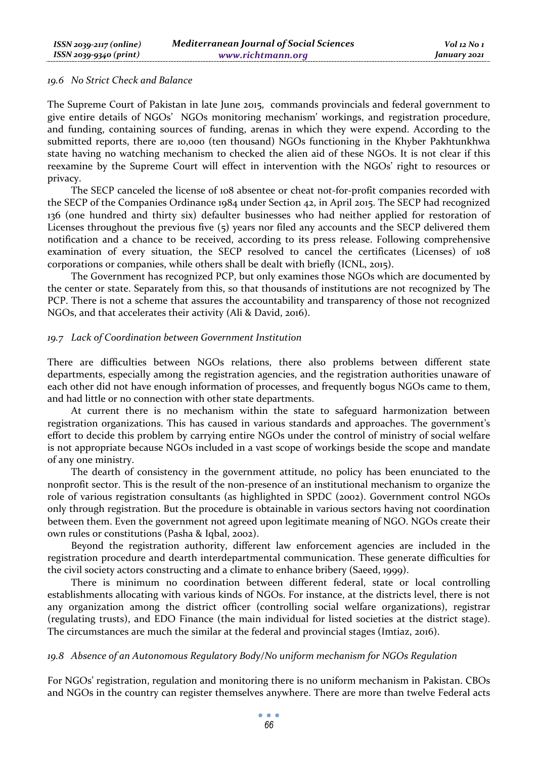### *19.6 No Strict Check and Balance*

The Supreme Court of Pakistan in late June 2015, commands provincials and federal government to give entire details of NGOs' NGOs monitoring mechanism' workings, and registration procedure, and funding, containing sources of funding, arenas in which they were expend. According to the submitted reports, there are 10,000 (ten thousand) NGOs functioning in the Khyber Pakhtunkhwa state having no watching mechanism to checked the alien aid of these NGOs. It is not clear if this reexamine by the Supreme Court will effect in intervention with the NGOs' right to resources or privacy.

The SECP canceled the license of 108 absentee or cheat not-for-profit companies recorded with the SECP of the Companies Ordinance 1984 under Section 42, in April 2015. The SECP had recognized 136 (one hundred and thirty six) defaulter businesses who had neither applied for restoration of Licenses throughout the previous five (5) years nor filed any accounts and the SECP delivered them notification and a chance to be received, according to its press release. Following comprehensive examination of every situation, the SECP resolved to cancel the certificates (Licenses) of 108 corporations or companies, while others shall be dealt with briefly (ICNL, 2015).

The Government has recognized PCP, but only examines those NGOs which are documented by the center or state. Separately from this, so that thousands of institutions are not recognized by The PCP. There is not a scheme that assures the accountability and transparency of those not recognized NGOs, and that accelerates their activity (Ali & David, 2016).

### *19.7 Lack of Coordination between Government Institution*

There are difficulties between NGOs relations, there also problems between different state departments, especially among the registration agencies, and the registration authorities unaware of each other did not have enough information of processes, and frequently bogus NGOs came to them, and had little or no connection with other state departments.

At current there is no mechanism within the state to safeguard harmonization between registration organizations. This has caused in various standards and approaches. The government's effort to decide this problem by carrying entire NGOs under the control of ministry of social welfare is not appropriate because NGOs included in a vast scope of workings beside the scope and mandate of any one ministry.

The dearth of consistency in the government attitude, no policy has been enunciated to the nonprofit sector. This is the result of the non-presence of an institutional mechanism to organize the role of various registration consultants (as highlighted in SPDC (2002). Government control NGOs only through registration. But the procedure is obtainable in various sectors having not coordination between them. Even the government not agreed upon legitimate meaning of NGO. NGOs create their own rules or constitutions (Pasha & Iqbal, 2002).

Beyond the registration authority, different law enforcement agencies are included in the registration procedure and dearth interdepartmental communication. These generate difficulties for the civil society actors constructing and a climate to enhance bribery (Saeed, 1999).

There is minimum no coordination between different federal, state or local controlling establishments allocating with various kinds of NGOs. For instance, at the districts level, there is not any organization among the district officer (controlling social welfare organizations), registrar (regulating trusts), and EDO Finance (the main individual for listed societies at the district stage). The circumstances are much the similar at the federal and provincial stages (Imtiaz, 2016).

### *19.8 Absence of an Autonomous Regulatory Body/No uniform mechanism for NGOs Regulation*

For NGOs' registration, regulation and monitoring there is no uniform mechanism in Pakistan. CBOs and NGOs in the country can register themselves anywhere. There are more than twelve Federal acts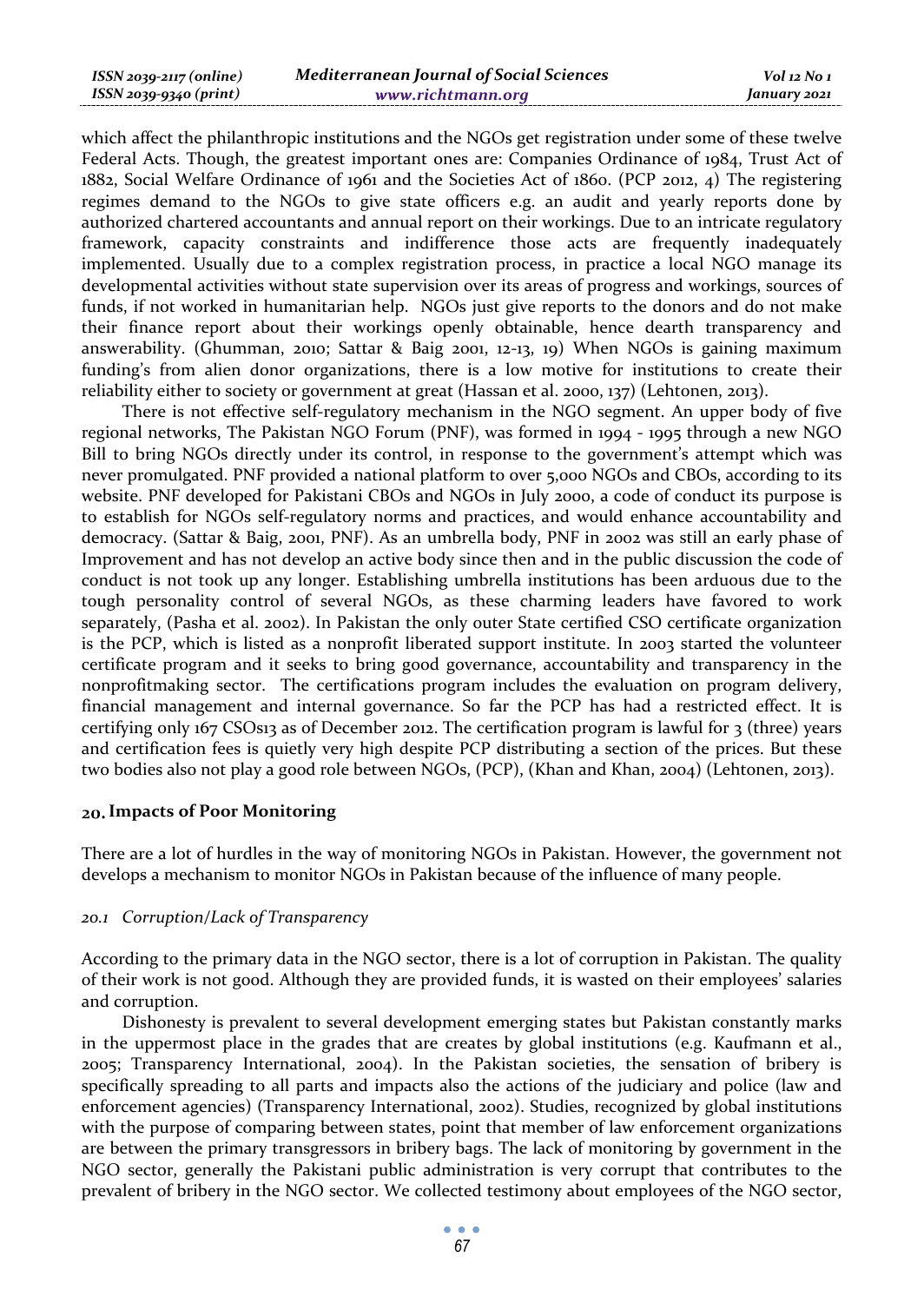which affect the philanthropic institutions and the NGOs get registration under some of these twelve Federal Acts. Though, the greatest important ones are: Companies Ordinance of 1984, Trust Act of 1882, Social Welfare Ordinance of 1961 and the Societies Act of 1860. (PCP 2012, 4) The registering regimes demand to the NGOs to give state officers e.g. an audit and yearly reports done by authorized chartered accountants and annual report on their workings. Due to an intricate regulatory framework, capacity constraints and indifference those acts are frequently inadequately implemented. Usually due to a complex registration process, in practice a local NGO manage its developmental activities without state supervision over its areas of progress and workings, sources of funds, if not worked in humanitarian help. NGOs just give reports to the donors and do not make their finance report about their workings openly obtainable, hence dearth transparency and answerability. (Ghumman, 2010; Sattar & Baig 2001, 12-13, 19) When NGOs is gaining maximum funding's from alien donor organizations, there is a low motive for institutions to create their reliability either to society or government at great (Hassan et al. 2000, 137) (Lehtonen, 2013).

There is not effective self-regulatory mechanism in the NGO segment. An upper body of five regional networks, The Pakistan NGO Forum (PNF), was formed in 1994 - 1995 through a new NGO Bill to bring NGOs directly under its control, in response to the government's attempt which was never promulgated. PNF provided a national platform to over 5,000 NGOs and CBOs, according to its website. PNF developed for Pakistani CBOs and NGOs in July 2000, a code of conduct its purpose is to establish for NGOs self-regulatory norms and practices, and would enhance accountability and democracy. (Sattar & Baig, 2001, PNF). As an umbrella body, PNF in 2002 was still an early phase of Improvement and has not develop an active body since then and in the public discussion the code of conduct is not took up any longer. Establishing umbrella institutions has been arduous due to the tough personality control of several NGOs, as these charming leaders have favored to work separately, (Pasha et al. 2002). In Pakistan the only outer State certified CSO certificate organization is the PCP, which is listed as a nonprofit liberated support institute. In 2003 started the volunteer certificate program and it seeks to bring good governance, accountability and transparency in the nonprofitmaking sector. The certifications program includes the evaluation on program delivery, financial management and internal governance. So far the PCP has had a restricted effect. It is certifying only 167 CSOs13 as of December 2012. The certification program is lawful for 3 (three) years and certification fees is quietly very high despite PCP distributing a section of the prices. But these two bodies also not play a good role between NGOs, (PCP), (Khan and Khan, 2004) (Lehtonen, 2013).

## 20. Impacts of Poor Monitoring

There are a lot of hurdles in the way of monitoring NGOs in Pakistan. However, the government not develops a mechanism to monitor NGOs in Pakistan because of the influence of many people.

### *20.1 Corruption/Lack of Transparency*

According to the primary data in the NGO sector, there is a lot of corruption in Pakistan. The quality of their work is not good. Although they are provided funds, it is wasted on their employees' salaries and corruption.

Dishonesty is prevalent to several development emerging states but Pakistan constantly marks in the uppermost place in the grades that are creates by global institutions (e.g. Kaufmann et al., 2005; Transparency International, 2004). In the Pakistan societies, the sensation of bribery is specifically spreading to all parts and impacts also the actions of the judiciary and police (law and enforcement agencies) (Transparency International, 2002). Studies, recognized by global institutions with the purpose of comparing between states, point that member of law enforcement organizations are between the primary transgressors in bribery bags. The lack of monitoring by government in the NGO sector, generally the Pakistani public administration is very corrupt that contributes to the prevalent of bribery in the NGO sector. We collected testimony about employees of the NGO sector,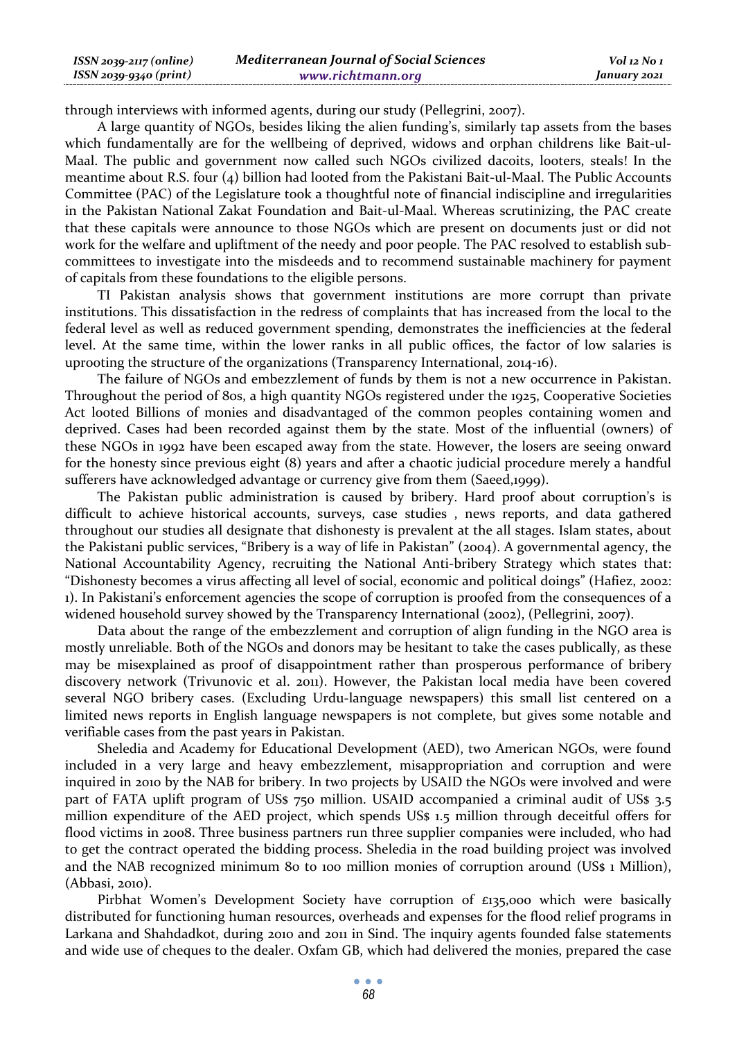through interviews with informed agents, during our study (Pellegrini, 2007).

A large quantity of NGOs, besides liking the alien funding's, similarly tap assets from the bases which fundamentally are for the wellbeing of deprived, widows and orphan childrens like Bait-ul-Maal. The public and government now called such NGOs civilized dacoits, looters, steals! In the meantime about R.S. four (4) billion had looted from the Pakistani Bait-ul-Maal. The Public Accounts Committee (PAC) of the Legislature took a thoughtful note of financial indiscipline and irregularities in the Pakistan National Zakat Foundation and Bait-ul-Maal. Whereas scrutinizing, the PAC create that these capitals were announce to those NGOs which are present on documents just or did not work for the welfare and upliftment of the needy and poor people. The PAC resolved to establish sub-committees to investigate into the misdeeds and to recommend sustainable machinery for payment of capitals from these foundations to the eligible persons.

TI Pakistan analysis shows that government institutions are more corrupt than private institutions. This dissatisfaction in the redress of complaints that has increased from the local to the federal level as well as reduced government spending, demonstrates the inefficiencies at the federal level. At the same time, within the lower ranks in all public offices, the factor of low salaries is uprooting the structure of the organizations (Transparency International, 2014-16).

The failure of NGOs and embezzlement of funds by them is not a new occurrence in Pakistan. Throughout the period of 80s, a high quantity NGOs registered under the 1925, Cooperative Societies Act looted Billions of monies and disadvantaged of the common peoples containing women and deprived. Cases had been recorded against them by the state. Most of the influential (owners) of these NGOs in 1992 have been escaped away from the state. However, the losers are seeing onward for the honesty since previous eight (8) years and after a chaotic judicial procedure merely a handful sufferers have acknowledged advantage or currency give from them (Saeed,1999).

The Pakistan public administration is caused by bribery. Hard proof about corruption's is difficult to achieve historical accounts, surveys, case studies , news reports, and data gathered throughout our studies all designate that dishonesty is prevalent at the all stages. Islam states, about the Pakistani public services, "Bribery is a way of life in Pakistan" (2004). A governmental agency, the National Accountability Agency, recruiting the National Anti-bribery Strategy which states that: "Dishonesty becomes a virus affecting all level of social, economic and political doings" (Hafiez, 2002: 1). In Pakistani's enforcement agencies the scope of corruption is proofed from the consequences of a widened household survey showed by the Transparency International (2002), (Pellegrini, 2007).

Data about the range of the embezzlement and corruption of align funding in the NGO area is mostly unreliable. Both of the NGOs and donors may be hesitant to take the cases publically, as these may be misexplained as proof of disappointment rather than prosperous performance of bribery discovery network (Trivunovic et al. 2011). However, the Pakistan local media have been covered several NGO bribery cases. (Excluding Urdu-language newspapers) this small list centered on a limited news reports in English language newspapers is not complete, but gives some notable and verifiable cases from the past years in Pakistan.

Sheledia and Academy for Educational Development (AED), two American NGOs, were found included in a very large and heavy embezzlement, misappropriation and corruption and were inquired in 2010 by the NAB for bribery. In two projects by USAID the NGOs were involved and were part of FATA uplift program of US$ 750 million. USAID accompanied a criminal audit of US$ 3.5 million expenditure of the AED project, which spends US$ 1.5 million through deceitful offers for flood victims in 2008. Three business partners run three supplier companies were included, who had to get the contract operated the bidding process. Sheledia in the road building project was involved and the NAB recognized minimum 80 to 100 million monies of corruption around (US$ 1 Million), (Abbasi, 2010).

Pirbhat Women's Development Society have corruption of £135,000 which were basically distributed for functioning human resources, overheads and expenses for the flood relief programs in Larkana and Shahdadkot, during 2010 and 2011 in Sind. The inquiry agents founded false statements and wide use of cheques to the dealer. Oxfam GB, which had delivered the monies, prepared the case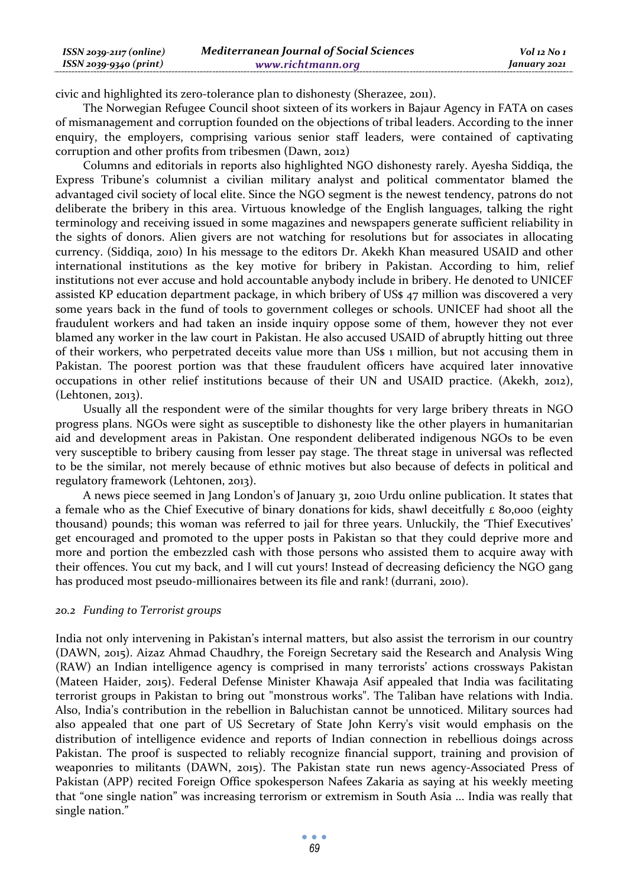civic and highlighted its zero-tolerance plan to dishonesty (Sherazee, 2011).

The Norwegian Refugee Council shoot sixteen of its workers in Bajaur Agency in FATA on cases of mismanagement and corruption founded on the objections of tribal leaders. According to the inner enquiry, the employers, comprising various senior staff leaders, were contained of captivating corruption and other profits from tribesmen (Dawn, 2012)

Columns and editorials in reports also highlighted NGO dishonesty rarely. Ayesha Siddiqa, the Express Tribune's columnist a civilian military analyst and political commentator blamed the advantaged civil society of local elite. Since the NGO segment is the newest tendency, patrons do not deliberate the bribery in this area. Virtuous knowledge of the English languages, talking the right terminology and receiving issued in some magazines and newspapers generate sufficient reliability in the sights of donors. Alien givers are not watching for resolutions but for associates in allocating currency. (Siddiqa, 2010) In his message to the editors Dr. Akekh Khan measured USAID and other international institutions as the key motive for bribery in Pakistan. According to him, relief institutions not ever accuse and hold accountable anybody include in bribery. He denoted to UNICEF assisted KP education department package, in which bribery of US$ 47 million was discovered a very some years back in the fund of tools to government colleges or schools. UNICEF had shoot all the fraudulent workers and had taken an inside inquiry oppose some of them, however they not ever blamed any worker in the law court in Pakistan. He also accused USAID of abruptly hitting out three of their workers, who perpetrated deceits value more than US$ 1 million, but not accusing them in Pakistan. The poorest portion was that these fraudulent officers have acquired later innovative occupations in other relief institutions because of their UN and USAID practice. (Akekh, 2012), (Lehtonen, 2013).

Usually all the respondent were of the similar thoughts for very large bribery threats in NGO progress plans. NGOs were sight as susceptible to dishonesty like the other players in humanitarian aid and development areas in Pakistan. One respondent deliberated indigenous NGOs to be even very susceptible to bribery causing from lesser pay stage. The threat stage in universal was reflected to be the similar, not merely because of ethnic motives but also because of defects in political and regulatory framework (Lehtonen, 2013).

A news piece seemed in Jang London's of January 31, 2010 Urdu online publication. It states that a female who as the Chief Executive of binary donations for kids, shawl deceitfully £ 80,000 (eighty thousand) pounds; this woman was referred to jail for three years. Unluckily, the 'Thief Executives' get encouraged and promoted to the upper posts in Pakistan so that they could deprive more and more and portion the embezzled cash with those persons who assisted them to acquire away with their offences. You cut my back, and I will cut yours! Instead of decreasing deficiency the NGO gang has produced most pseudo-millionaires between its file and rank! (durrani, 2010).

### *20.2 Funding to Terrorist groups*

India not only intervening in Pakistan's internal matters, but also assist the terrorism in our country (DAWN, 2015). Aizaz Ahmad Chaudhry, the Foreign Secretary said the Research and Analysis Wing (RAW) an Indian intelligence agency is comprised in many terrorists' actions crossways Pakistan (Mateen Haider, 2015). Federal Defense Minister Khawaja Asif appealed that India was facilitating terrorist groups in Pakistan to bring out "monstrous works". The Taliban have relations with India. Also, India's contribution in the rebellion in Baluchistan cannot be unnoticed. Military sources had also appealed that one part of US Secretary of State John Kerry's visit would emphasis on the distribution of intelligence evidence and reports of Indian connection in rebellious doings across Pakistan. The proof is suspected to reliably recognize financial support, training and provision of weaponries to militants (DAWN, 2015). The Pakistan state run news agency-Associated Press of Pakistan (APP) recited Foreign Office spokesperson Nafees Zakaria as saying at his weekly meeting that "one single nation" was increasing terrorism or extremism in South Asia ... India was really that single nation."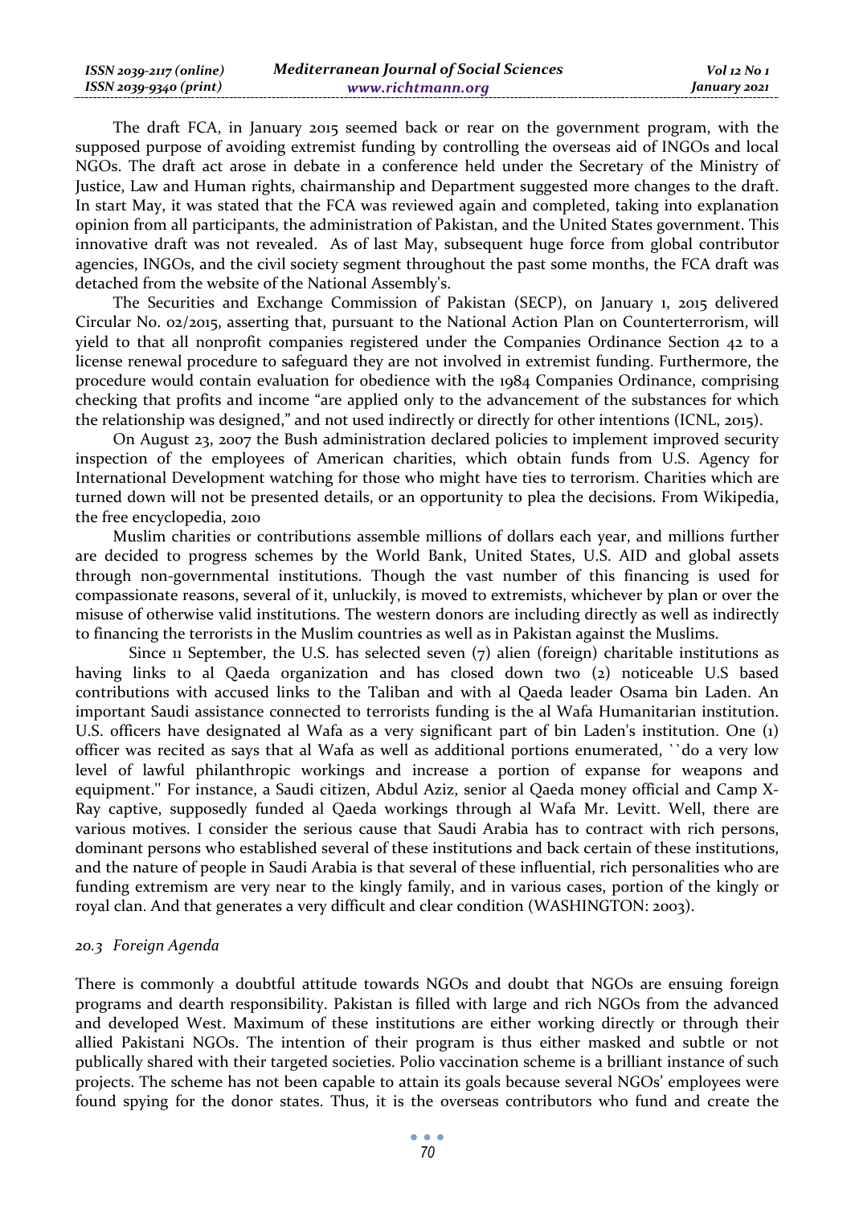The draft FCA, in January 2015 seemed back or rear on the government program, with the supposed purpose of avoiding extremist funding by controlling the overseas aid of INGOs and local NGOs. The draft act arose in debate in a conference held under the Secretary of the Ministry of Justice, Law and Human rights, chairmanship and Department suggested more changes to the draft. In start May, it was stated that the FCA was reviewed again and completed, taking into explanation opinion from all participants, the administration of Pakistan, and the United States government. This innovative draft was not revealed. As of last May, subsequent huge force from global contributor agencies, INGOs, and the civil society segment throughout the past some months, the FCA draft was detached from the website of the National Assembly's.

The Securities and Exchange Commission of Pakistan (SECP), on January 1, 2015 delivered Circular No. 02/2015, asserting that, pursuant to the National Action Plan on Counterterrorism, will yield to that all nonprofit companies registered under the Companies Ordinance Section 42 to a license renewal procedure to safeguard they are not involved in extremist funding. Furthermore, the procedure would contain evaluation for obedience with the 1984 Companies Ordinance, comprising checking that profits and income "are applied only to the advancement of the substances for which the relationship was designed," and not used indirectly or directly for other intentions (ICNL, 2015).

On August 23, 2007 the Bush administration declared policies to implement improved security inspection of the employees of American charities, which obtain funds from U.S. Agency for International Development watching for those who might have ties to terrorism. Charities which are turned down will not be presented details, or an opportunity to plea the decisions. From Wikipedia, the free encyclopedia, 2010

Muslim charities or contributions assemble millions of dollars each year, and millions further are decided to progress schemes by the World Bank, United States, U.S. AID and global assets through non-governmental institutions. Though the vast number of this financing is used for compassionate reasons, several of it, unluckily, is moved to extremists, whichever by plan or over the misuse of otherwise valid institutions. The western donors are including directly as well as indirectly to financing the terrorists in the Muslim countries as well as in Pakistan against the Muslims.

Since 11 September, the U.S. has selected seven (7) alien (foreign) charitable institutions as having links to al Qaeda organization and has closed down two (2) noticeable U.S based contributions with accused links to the Taliban and with al Qaeda leader Osama bin Laden. An important Saudi assistance connected to terrorists funding is the al Wafa Humanitarian institution. U.S. officers have designated al Wafa as a very significant part of bin Laden's institution. One (1) officer was recited as says that al Wafa as well as additional portions enumerated, ``do a very low level of lawful philanthropic workings and increase a portion of expanse for weapons and equipment.'' For instance, a Saudi citizen, Abdul Aziz, senior al Qaeda money official and Camp X-Ray captive, supposedly funded al Qaeda workings through al Wafa Mr. Levitt. Well, there are various motives. I consider the serious cause that Saudi Arabia has to contract with rich persons, dominant persons who established several of these institutions and back certain of these institutions, and the nature of people in Saudi Arabia is that several of these influential, rich personalities who are funding extremism are very near to the kingly family, and in various cases, portion of the kingly or royal clan. And that generates a very difficult and clear condition (WASHINGTON: 2003).

### *20.3 Foreign Agenda*

There is commonly a doubtful attitude towards NGOs and doubt that NGOs are ensuing foreign programs and dearth responsibility. Pakistan is filled with large and rich NGOs from the advanced and developed West. Maximum of these institutions are either working directly or through their allied Pakistani NGOs. The intention of their program is thus either masked and subtle or not publically shared with their targeted societies. Polio vaccination scheme is a brilliant instance of such projects. The scheme has not been capable to attain its goals because several NGOs' employees were found spying for the donor states. Thus, it is the overseas contributors who fund and create the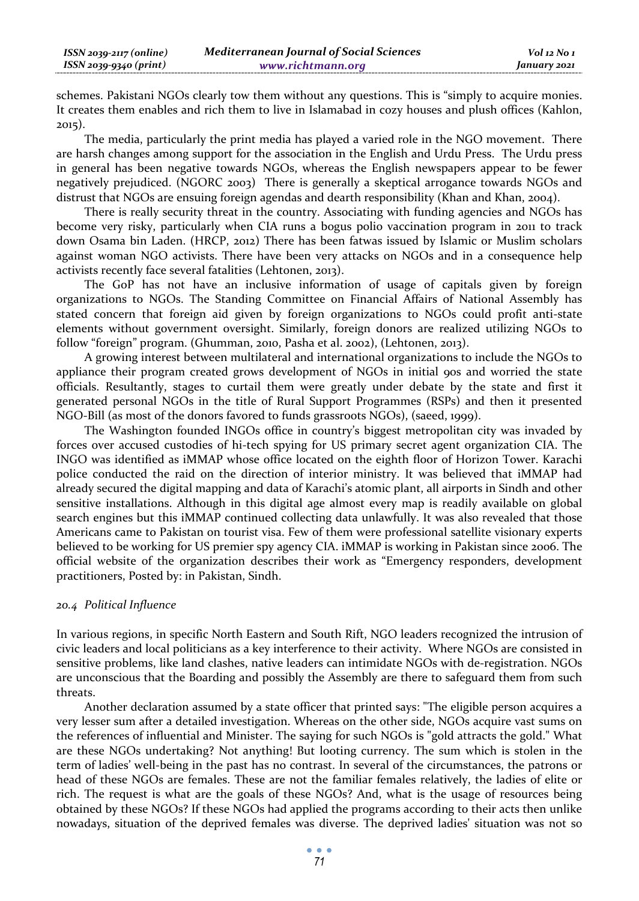schemes. Pakistani NGOs clearly tow them without any questions. This is "simply to acquire monies. It creates them enables and rich them to live in Islamabad in cozy houses and plush offices (Kahlon, 2015).

The media, particularly the print media has played a varied role in the NGO movement. There are harsh changes among support for the association in the English and Urdu Press. The Urdu press in general has been negative towards NGOs, whereas the English newspapers appear to be fewer negatively prejudiced. (NGORC 2003) There is generally a skeptical arrogance towards NGOs and distrust that NGOs are ensuing foreign agendas and dearth responsibility (Khan and Khan, 2004).

There is really security threat in the country. Associating with funding agencies and NGOs has become very risky, particularly when CIA runs a bogus polio vaccination program in 2011 to track down Osama bin Laden. (HRCP, 2012) There has been fatwas issued by Islamic or Muslim scholars against woman NGO activists. There have been very attacks on NGOs and in a consequence help activists recently face several fatalities (Lehtonen, 2013).

The GoP has not have an inclusive information of usage of capitals given by foreign organizations to NGOs. The Standing Committee on Financial Affairs of National Assembly has stated concern that foreign aid given by foreign organizations to NGOs could profit anti-state elements without government oversight. Similarly, foreign donors are realized utilizing NGOs to follow "foreign" program. (Ghumman, 2010, Pasha et al. 2002), (Lehtonen, 2013).

A growing interest between multilateral and international organizations to include the NGOs to appliance their program created grows development of NGOs in initial 90s and worried the state officials. Resultantly, stages to curtail them were greatly under debate by the state and first it generated personal NGOs in the title of Rural Support Programmes (RSPs) and then it presented NGO-Bill (as most of the donors favored to funds grassroots NGOs), (saeed, 1999).

The Washington founded INGOs office in country's biggest metropolitan city was invaded by forces over accused custodies of hi-tech spying for US primary secret agent organization CIA. The INGO was identified as iMMAP whose office located on the eighth floor of Horizon Tower. Karachi police conducted the raid on the direction of interior ministry. It was believed that iMMAP had already secured the digital mapping and data of Karachi's atomic plant, all airports in Sindh and other sensitive installations. Although in this digital age almost every map is readily available on global search engines but this iMMAP continued collecting data unlawfully. It was also revealed that those Americans came to Pakistan on tourist visa. Few of them were professional satellite visionary experts believed to be working for US premier spy agency CIA. iMMAP is working in Pakistan since 2006. The official website of the organization describes their work as "Emergency responders, development practitioners, Posted by: in Pakistan, Sindh.

### *20.4 Political Influence*

In various regions, in specific North Eastern and South Rift, NGO leaders recognized the intrusion of civic leaders and local politicians as a key interference to their activity. Where NGOs are consisted in sensitive problems, like land clashes, native leaders can intimidate NGOs with de-registration. NGOs are unconscious that the Boarding and possibly the Assembly are there to safeguard them from such threats.

Another declaration assumed by a state officer that printed says: "The eligible person acquires a very lesser sum after a detailed investigation. Whereas on the other side, NGOs acquire vast sums on the references of influential and Minister. The saying for such NGOs is "gold attracts the gold." What are these NGOs undertaking? Not anything! But looting currency. The sum which is stolen in the term of ladies' well-being in the past has no contrast. In several of the circumstances, the patrons or head of these NGOs are females. These are not the familiar females relatively, the ladies of elite or rich. The request is what are the goals of these NGOs? And, what is the usage of resources being obtained by these NGOs? If these NGOs had applied the programs according to their acts then unlike nowadays, situation of the deprived females was diverse. The deprived ladies' situation was not so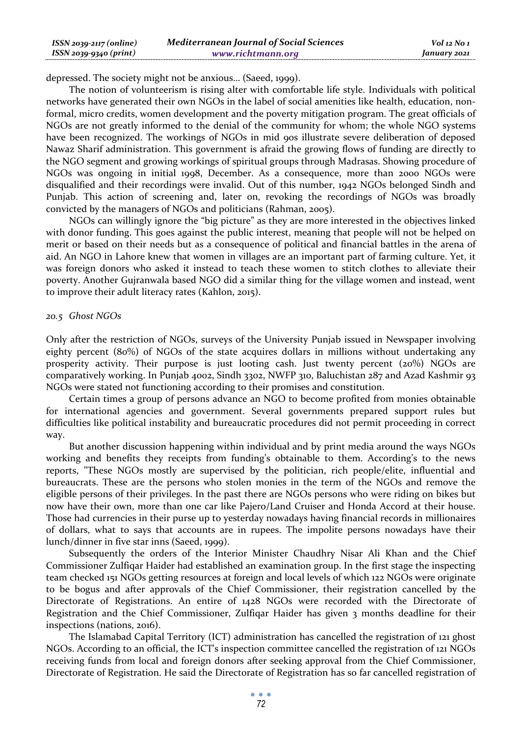depressed. The society might not be anxious… (Saeed, 1999).

The notion of volunteerism is rising alter with comfortable life style. Individuals with political networks have generated their own NGOs in the label of social amenities like health, education, non-formal, micro credits, women development and the poverty mitigation program. The great officials of NGOs are not greatly informed to the denial of the community for whom; the whole NGO systems have been recognized. The workings of NGOs in mid 90s illustrate severe deliberation of deposed Nawaz Sharif administration. This government is afraid the growing flows of funding are directly to the NGO segment and growing workings of spiritual groups through Madrasas. Showing procedure of NGOs was ongoing in initial 1998, December. As a consequence, more than 2000 NGOs were disqualified and their recordings were invalid. Out of this number, 1942 NGOs belonged Sindh and Punjab. This action of screening and, later on, revoking the recordings of NGOs was broadly convicted by the managers of NGOs and politicians (Rahman, 2005).

NGOs can willingly ignore the "big picture" as they are more interested in the objectives linked with donor funding. This goes against the public interest, meaning that people will not be helped on merit or based on their needs but as a consequence of political and financial battles in the arena of aid. An NGO in Lahore knew that women in villages are an important part of farming culture. Yet, it was foreign donors who asked it instead to teach these women to stitch clothes to alleviate their poverty. Another Gujranwala based NGO did a similar thing for the village women and instead, went to improve their adult literacy rates (Kahlon, 2015).

### *20.5 Ghost NGOs*

Only after the restriction of NGOs, surveys of the University Punjab issued in Newspaper involving eighty percent (80%) of NGOs of the state acquires dollars in millions without undertaking any prosperity activity. Their purpose is just looting cash. Just twenty percent (20%) NGOs are comparatively working. In Punjab 4002, Sindh 3302, NWFP 310, Baluchistan 287 and Azad Kashmir 93 NGOs were stated not functioning according to their promises and constitution.

Certain times a group of persons advance an NGO to become profited from monies obtainable for international agencies and government. Several governments prepared support rules but difficulties like political instability and bureaucratic procedures did not permit proceeding in correct way.

But another discussion happening within individual and by print media around the ways NGOs working and benefits they receipts from funding's obtainable to them. According's to the news reports, "These NGOs mostly are supervised by the politician, rich people/elite, influential and bureaucrats. These are the persons who stolen monies in the term of the NGOs and remove the eligible persons of their privileges. In the past there are NGOs persons who were riding on bikes but now have their own, more than one car like Pajero/Land Cruiser and Honda Accord at their house. Those had currencies in their purse up to yesterday nowadays having financial records in millionaires of dollars, what to says that accounts are in rupees. The impolite persons nowadays have their lunch/dinner in five star inns (Saeed, 1999).

Subsequently the orders of the Interior Minister Chaudhry Nisar Ali Khan and the Chief Commissioner Zulfiqar Haider had established an examination group. In the first stage the inspecting team checked 151 NGOs getting resources at foreign and local levels of which 122 NGOs were originate to be bogus and after approvals of the Chief Commissioner, their registration cancelled by the Directorate of Registrations. An entire of 1428 NGOs were recorded with the Directorate of Registration and the Chief Commissioner, Zulfiqar Haider has given 3 months deadline for their inspections (nations, 2016).

The Islamabad Capital Territory (ICT) administration has cancelled the registration of 121 ghost NGOs. According to an official, the ICT's inspection committee cancelled the registration of 121 NGOs receiving funds from local and foreign donors after seeking approval from the Chief Commissioner, Directorate of Registration. He said the Directorate of Registration has so far cancelled registration of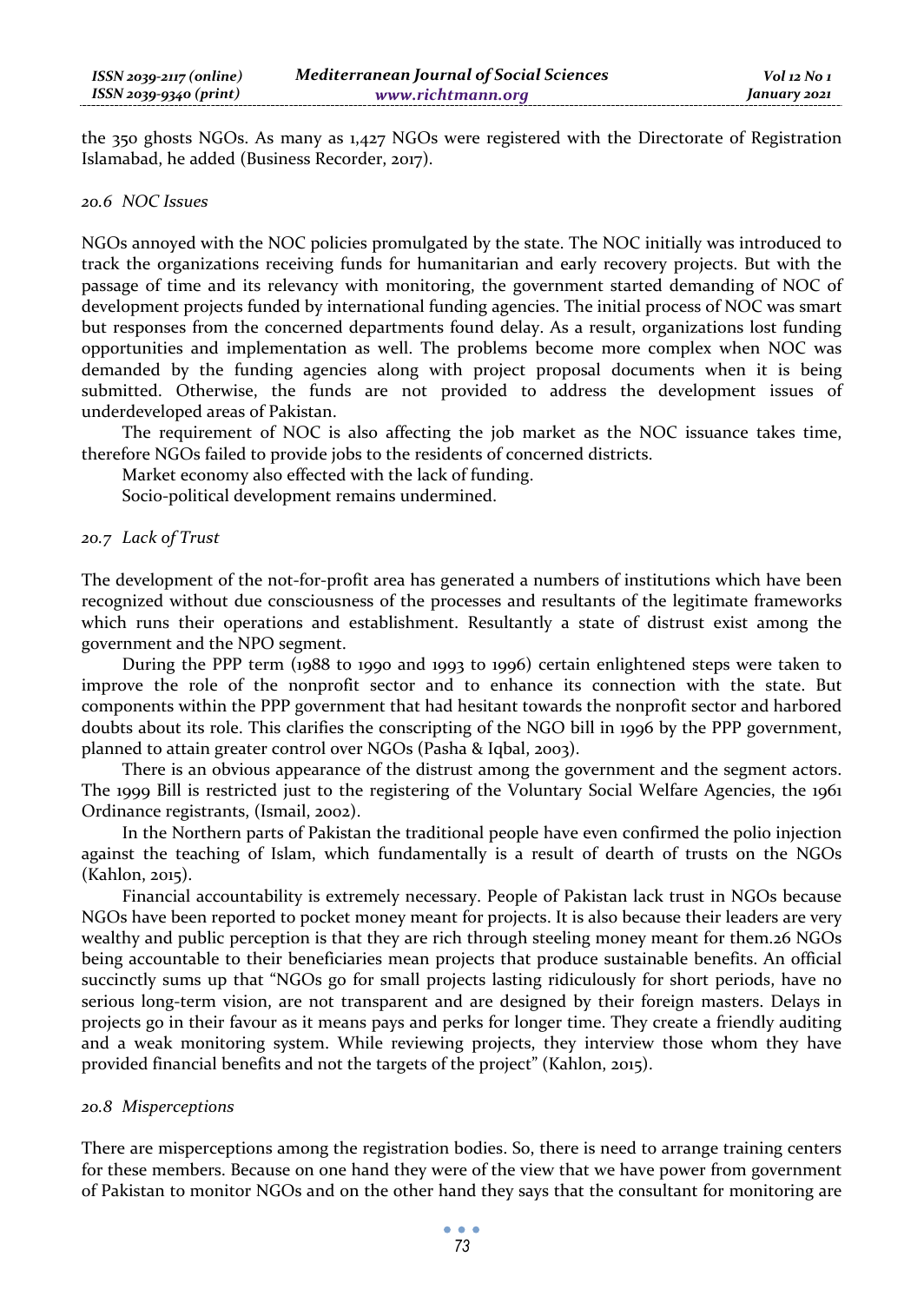the 350 ghosts NGOs. As many as 1,427 NGOs were registered with the Directorate of Registration Islamabad, he added (Business Recorder, 2017).

### *20.6 NOC Issues*

NGOs annoyed with the NOC policies promulgated by the state. The NOC initially was introduced to track the organizations receiving funds for humanitarian and early recovery projects. But with the passage of time and its relevancy with monitoring, the government started demanding of NOC of development projects funded by international funding agencies. The initial process of NOC was smart but responses from the concerned departments found delay. As a result, organizations lost funding opportunities and implementation as well. The problems become more complex when NOC was demanded by the funding agencies along with project proposal documents when it is being submitted. Otherwise, the funds are not provided to address the development issues of underdeveloped areas of Pakistan.

The requirement of NOC is also affecting the job market as the NOC issuance takes time, therefore NGOs failed to provide jobs to the residents of concerned districts.

Market economy also effected with the lack of funding.

Socio-political development remains undermined.

### *20.7 Lack of Trust*

The development of the not-for-profit area has generated a numbers of institutions which have been recognized without due consciousness of the processes and resultants of the legitimate frameworks which runs their operations and establishment. Resultantly a state of distrust exist among the government and the NPO segment.

During the PPP term (1988 to 1990 and 1993 to 1996) certain enlightened steps were taken to improve the role of the nonprofit sector and to enhance its connection with the state. But components within the PPP government that had hesitant towards the nonprofit sector and harbored doubts about its role. This clarifies the conscripting of the NGO bill in 1996 by the PPP government, planned to attain greater control over NGOs (Pasha & Iqbal, 2003).

There is an obvious appearance of the distrust among the government and the segment actors. The 1999 Bill is restricted just to the registering of the Voluntary Social Welfare Agencies, the 1961 Ordinance registrants, (Ismail, 2002).

In the Northern parts of Pakistan the traditional people have even confirmed the polio injection against the teaching of Islam, which fundamentally is a result of dearth of trusts on the NGOs (Kahlon, 2015).

Financial accountability is extremely necessary. People of Pakistan lack trust in NGOs because NGOs have been reported to pocket money meant for projects. It is also because their leaders are very wealthy and public perception is that they are rich through steeling money meant for them.26 NGOs being accountable to their beneficiaries mean projects that produce sustainable benefits. An official succinctly sums up that "NGOs go for small projects lasting ridiculously for short periods, have no serious long-term vision, are not transparent and are designed by their foreign masters. Delays in projects go in their favour as it means pays and perks for longer time. They create a friendly auditing and a weak monitoring system. While reviewing projects, they interview those whom they have provided financial benefits and not the targets of the project" (Kahlon, 2015).

### *20.8 Misperceptions*

There are misperceptions among the registration bodies. So, there is need to arrange training centers for these members. Because on one hand they were of the view that we have power from government of Pakistan to monitor NGOs and on the other hand they says that the consultant for monitoring are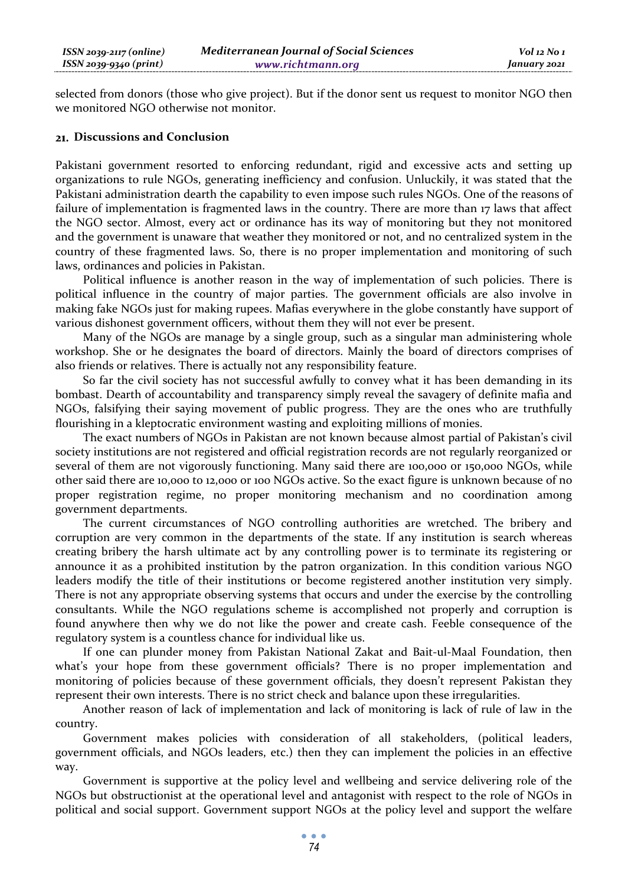selected from donors (those who give project). But if the donor sent us request to monitor NGO then we monitored NGO otherwise not monitor.

## 21. Discussions and Conclusion

Pakistani government resorted to enforcing redundant, rigid and excessive acts and setting up organizations to rule NGOs, generating inefficiency and confusion. Unluckily, it was stated that the Pakistani administration dearth the capability to even impose such rules NGOs. One of the reasons of failure of implementation is fragmented laws in the country. There are more than 17 laws that affect the NGO sector. Almost, every act or ordinance has its way of monitoring but they not monitored and the government is unaware that weather they monitored or not, and no centralized system in the country of these fragmented laws. So, there is no proper implementation and monitoring of such laws, ordinances and policies in Pakistan.

Political influence is another reason in the way of implementation of such policies. There is political influence in the country of major parties. The government officials are also involve in making fake NGOs just for making rupees. Mafias everywhere in the globe constantly have support of various dishonest government officers, without them they will not ever be present.

Many of the NGOs are manage by a single group, such as a singular man administering whole workshop. She or he designates the board of directors. Mainly the board of directors comprises of also friends or relatives. There is actually not any responsibility feature.

So far the civil society has not successful awfully to convey what it has been demanding in its bombast. Dearth of accountability and transparency simply reveal the savagery of definite mafia and NGOs, falsifying their saying movement of public progress. They are the ones who are truthfully flourishing in a kleptocratic environment wasting and exploiting millions of monies.

The exact numbers of NGOs in Pakistan are not known because almost partial of Pakistan's civil society institutions are not registered and official registration records are not regularly reorganized or several of them are not vigorously functioning. Many said there are 100,000 or 150,000 NGOs, while other said there are 10,000 to 12,000 or 100 NGOs active. So the exact figure is unknown because of no proper registration regime, no proper monitoring mechanism and no coordination among government departments.

The current circumstances of NGO controlling authorities are wretched. The bribery and corruption are very common in the departments of the state. If any institution is search whereas creating bribery the harsh ultimate act by any controlling power is to terminate its registering or announce it as a prohibited institution by the patron organization. In this condition various NGO leaders modify the title of their institutions or become registered another institution very simply. There is not any appropriate observing systems that occurs and under the exercise by the controlling consultants. While the NGO regulations scheme is accomplished not properly and corruption is found anywhere then why we do not like the power and create cash. Feeble consequence of the regulatory system is a countless chance for individual like us.

If one can plunder money from Pakistan National Zakat and Bait-ul-Maal Foundation, then what's your hope from these government officials? There is no proper implementation and monitoring of policies because of these government officials, they doesn't represent Pakistan they represent their own interests. There is no strict check and balance upon these irregularities.

Another reason of lack of implementation and lack of monitoring is lack of rule of law in the country.

Government makes policies with consideration of all stakeholders, (political leaders, government officials, and NGOs leaders, etc.) then they can implement the policies in an effective way.

Government is supportive at the policy level and wellbeing and service delivering role of the NGOs but obstructionist at the operational level and antagonist with respect to the role of NGOs in political and social support. Government support NGOs at the policy level and support the welfare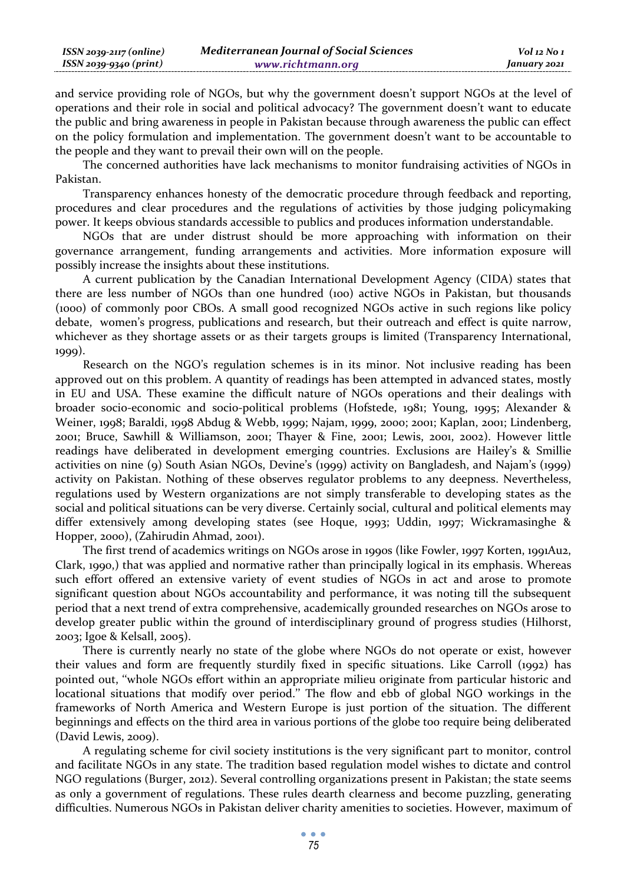and service providing role of NGOs, but why the government doesn't support NGOs at the level of operations and their role in social and political advocacy? The government doesn't want to educate the public and bring awareness in people in Pakistan because through awareness the public can effect on the policy formulation and implementation. The government doesn't want to be accountable to the people and they want to prevail their own will on the people.

The concerned authorities have lack mechanisms to monitor fundraising activities of NGOs in Pakistan.

Transparency enhances honesty of the democratic procedure through feedback and reporting, procedures and clear procedures and the regulations of activities by those judging policymaking power. It keeps obvious standards accessible to publics and produces information understandable.

NGOs that are under distrust should be more approaching with information on their governance arrangement, funding arrangements and activities. More information exposure will possibly increase the insights about these institutions.

A current publication by the Canadian International Development Agency (CIDA) states that there are less number of NGOs than one hundred (100) active NGOs in Pakistan, but thousands (1000) of commonly poor CBOs. A small good recognized NGOs active in such regions like policy debate, women's progress, publications and research, but their outreach and effect is quite narrow, whichever as they shortage assets or as their targets groups is limited (Transparency International, 1999).

Research on the NGO's regulation schemes is in its minor. Not inclusive reading has been approved out on this problem. A quantity of readings has been attempted in advanced states, mostly in EU and USA. These examine the difficult nature of NGOs operations and their dealings with broader socio-economic and socio-political problems (Hofstede, 1981; Young, 1995; Alexander & Weiner, 1998; Baraldi, 1998 Abdug & Webb, 1999; Najam, 1999, 2000; 2001; Kaplan, 2001; Lindenberg, 2001; Bruce, Sawhill & Williamson, 2001; Thayer & Fine, 2001; Lewis, 2001, 2002). However little readings have deliberated in development emerging countries. Exclusions are Hailey's & Smillie activities on nine (9) South Asian NGOs, Devine's (1999) activity on Bangladesh, and Najam's (1999) activity on Pakistan. Nothing of these observes regulator problems to any deepness. Nevertheless, regulations used by Western organizations are not simply transferable to developing states as the social and political situations can be very diverse. Certainly social, cultural and political elements may differ extensively among developing states (see Hoque, 1993; Uddin, 1997; Wickramasinghe & Hopper, 2000), (Zahirudin Ahmad, 2001).

The first trend of academics writings on NGOs arose in 1990s (like Fowler, 1997 Korten, 1991Au2, Clark, 1990,) that was applied and normative rather than principally logical in its emphasis. Whereas such effort offered an extensive variety of event studies of NGOs in act and arose to promote significant question about NGOs accountability and performance, it was noting till the subsequent period that a next trend of extra comprehensive, academically grounded researches on NGOs arose to develop greater public within the ground of interdisciplinary ground of progress studies (Hilhorst, 2003; Igoe & Kelsall, 2005).

There is currently nearly no state of the globe where NGOs do not operate or exist, however their values and form are frequently sturdily fixed in specific situations. Like Carroll (1992) has pointed out, "whole NGOs effort within an appropriate milieu originate from particular historic and locational situations that modify over period." The flow and ebb of global NGO workings in the frameworks of North America and Western Europe is just portion of the situation. The different beginnings and effects on the third area in various portions of the globe too require being deliberated (David Lewis, 2009).

A regulating scheme for civil society institutions is the very significant part to monitor, control and facilitate NGOs in any state. The tradition based regulation model wishes to dictate and control NGO regulations (Burger, 2012). Several controlling organizations present in Pakistan; the state seems as only a government of regulations. These rules dearth clearness and become puzzling, generating difficulties. Numerous NGOs in Pakistan deliver charity amenities to societies. However, maximum of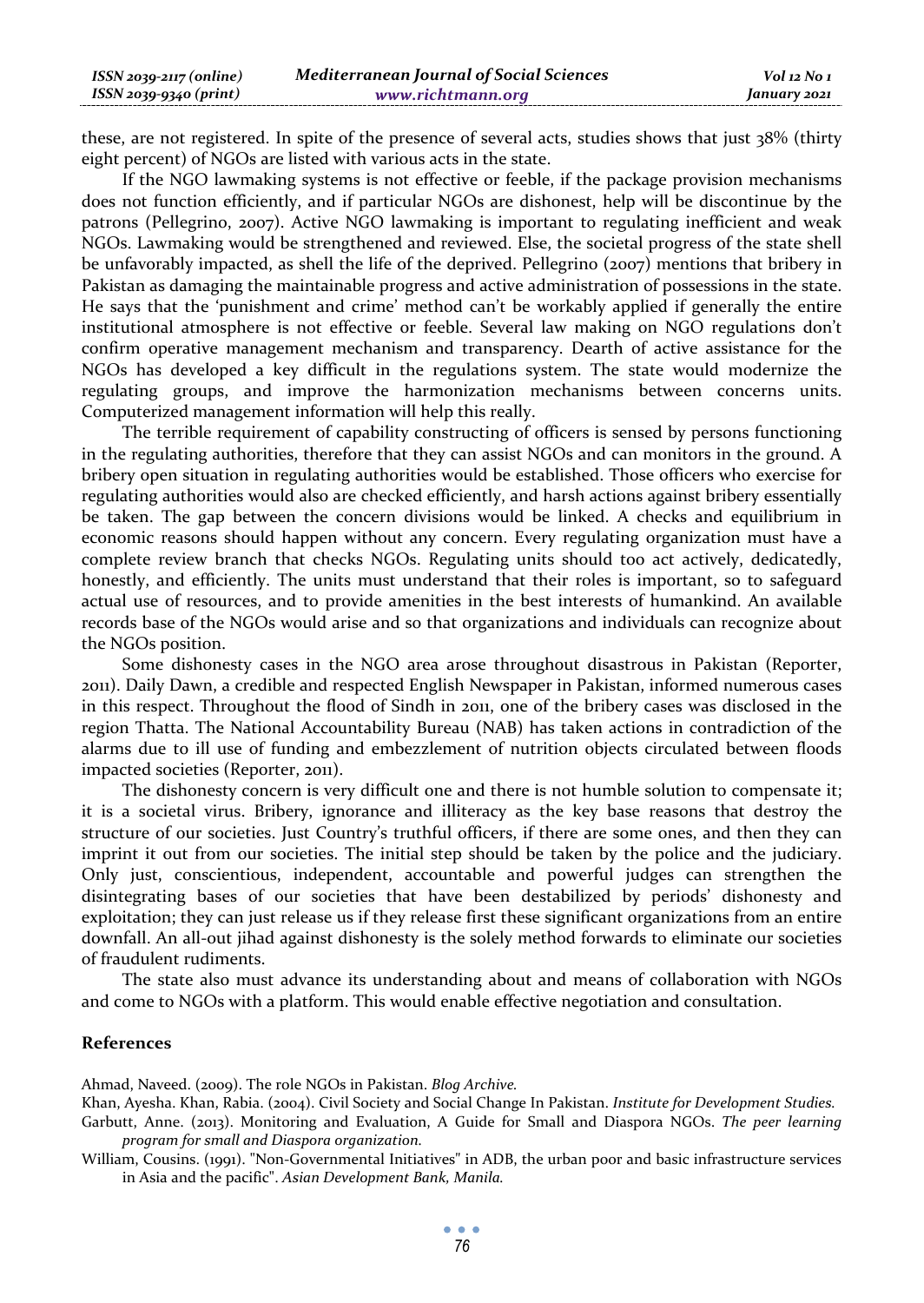these, are not registered. In spite of the presence of several acts, studies shows that just 38% (thirty eight percent) of NGOs are listed with various acts in the state.

If the NGO lawmaking systems is not effective or feeble, if the package provision mechanisms does not function efficiently, and if particular NGOs are dishonest, help will be discontinue by the patrons (Pellegrino, 2007). Active NGO lawmaking is important to regulating inefficient and weak NGOs. Lawmaking would be strengthened and reviewed. Else, the societal progress of the state shell be unfavorably impacted, as shell the life of the deprived. Pellegrino (2007) mentions that bribery in Pakistan as damaging the maintainable progress and active administration of possessions in the state. He says that the 'punishment and crime' method can't be workably applied if generally the entire institutional atmosphere is not effective or feeble. Several law making on NGO regulations don't confirm operative management mechanism and transparency. Dearth of active assistance for the NGOs has developed a key difficult in the regulations system. The state would modernize the regulating groups, and improve the harmonization mechanisms between concerns units. Computerized management information will help this really.

The terrible requirement of capability constructing of officers is sensed by persons functioning in the regulating authorities, therefore that they can assist NGOs and can monitors in the ground. A bribery open situation in regulating authorities would be established. Those officers who exercise for regulating authorities would also are checked efficiently, and harsh actions against bribery essentially be taken. The gap between the concern divisions would be linked. A checks and equilibrium in economic reasons should happen without any concern. Every regulating organization must have a complete review branch that checks NGOs. Regulating units should too act actively, dedicatedly, honestly, and efficiently. The units must understand that their roles is important, so to safeguard actual use of resources, and to provide amenities in the best interests of humankind. An available records base of the NGOs would arise and so that organizations and individuals can recognize about the NGOs position.

Some dishonesty cases in the NGO area arose throughout disastrous in Pakistan (Reporter, 2011). Daily Dawn, a credible and respected English Newspaper in Pakistan, informed numerous cases in this respect. Throughout the flood of Sindh in 2011, one of the bribery cases was disclosed in the region Thatta. The National Accountability Bureau (NAB) has taken actions in contradiction of the alarms due to ill use of funding and embezzlement of nutrition objects circulated between floods impacted societies (Reporter, 2011).

The dishonesty concern is very difficult one and there is not humble solution to compensate it; it is a societal virus. Bribery, ignorance and illiteracy as the key base reasons that destroy the structure of our societies. Just Country's truthful officers, if there are some ones, and then they can imprint it out from our societies. The initial step should be taken by the police and the judiciary. Only just, conscientious, independent, accountable and powerful judges can strengthen the disintegrating bases of our societies that have been destabilized by periods' dishonesty and exploitation; they can just release us if they release first these significant organizations from an entire downfall. An all-out jihad against dishonesty is the solely method forwards to eliminate our societies of fraudulent rudiments.

The state also must advance its understanding about and means of collaboration with NGOs and come to NGOs with a platform. This would enable effective negotiation and consultation.

## References

Ahmad, Naveed. (2009). The role NGOs in Pakistan. *Blog Archive.*

Khan, Ayesha. Khan, Rabia. (2004). Civil Society and Social Change In Pakistan. *Institute for Development Studies.*

Garbutt, Anne. (2013). Monitoring and Evaluation, A Guide for Small and Diaspora NGOs. *The peer learning program for small and Diaspora organization.*

William, Cousins. (1991). "Non-Governmental Initiatives" in ADB, the urban poor and basic infrastructure services in Asia and the pacific". *Asian Development Bank, Manila.*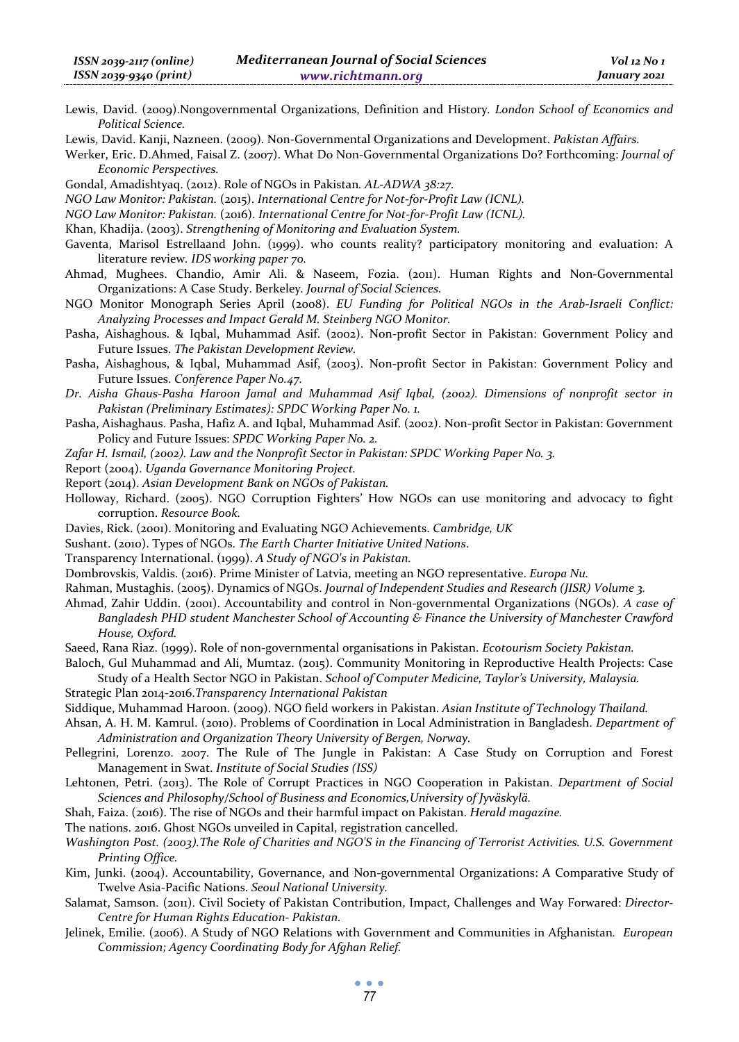Lewis, David. (2009).Nongovernmental Organizations, Definition and History. *London School of Economics and Political Science.*

Lewis, David. Kanji, Nazneen. (2009). Non-Governmental Organizations and Development. *Pakistan Affairs.*

Werker, Eric. D.Ahmed, Faisal Z. (2007). What Do Non-Governmental Organizations Do? Forthcoming: *Journal of Economic Perspectives.*

Gondal, Amadishtyaq. (2012). Role of NGOs in Pakistan. *AL-ADWA 38:27.*

*NGO Law Monitor: Pakistan.* (2015). *International Centre for Not-for-Profit Law (ICNL).*

*NGO Law Monitor: Pakistan.* (2016). *International Centre for Not-for-Profit Law (ICNL).*

Khan, Khadija. (2003). *Strengthening of Monitoring and Evaluation System.*

Gaventa, Marisol Estrellaand John. (1999). who counts reality? participatory monitoring and evaluation: A literature review. *IDS working paper 70.*

Ahmad, Mughees. Chandio, Amir Ali. & Naseem, Fozia. (2011). Human Rights and Non-Governmental Organizations: A Case Study. Berkeley. *Journal of Social Sciences.*

NGO Monitor Monograph Series April (2008). *EU Funding for Political NGOs in the Arab-Israeli Conflict: Analyzing Processes and Impact Gerald M. Steinberg NGO Monitor.*

Pasha, Aishaghous. & Iqbal, Muhammad Asif. (2002). Non-profit Sector in Pakistan: Government Policy and Future Issues. *The Pakistan Development Review.*

Pasha, Aishaghous, & Iqbal, Muhammad Asif, (2003). Non-profit Sector in Pakistan: Government Policy and Future Issues. *Conference Paper No.47.*

*Dr. Aisha Ghaus-Pasha Haroon Jamal and Muhammad Asif Iqbal, (2002). Dimensions of nonprofit sector in Pakistan (Preliminary Estimates): SPDC Working Paper No. 1.*

Pasha, Aishaghaus. Pasha, Hafiz A. and Iqbal, Muhammad Asif. (2002). Non-profit Sector in Pakistan: Government Policy and Future Issues: *SPDC Working Paper No. 2.*

*Zafar H. Ismail, (2002). Law and the Nonprofit Sector in Pakistan: SPDC Working Paper No. 3.*

Report (2004). *Uganda Governance Monitoring Project.*

Report (2014). *Asian Development Bank on NGOs of Pakistan.*

Holloway, Richard. (2005). NGO Corruption Fighters' How NGOs can use monitoring and advocacy to fight corruption. *Resource Book.*

Davies, Rick. (2001). Monitoring and Evaluating NGO Achievements. *Cambridge, UK*

Sushant. (2010). Types of NGOs. *The Earth Charter Initiative United Nations*.

Transparency International. (1999). *A Study of NGO's in Pakistan.*

Dombrovskis, Valdis. (2016). Prime Minister of Latvia, meeting an NGO representative. *Europa Nu.*

Rahman, Mustaghis. (2005). Dynamics of NGOs. *Journal of Independent Studies and Research (JISR) Volume 3.*

Ahmad, Zahir Uddin. (2001). Accountability and control in Non-governmental Organizations (NGOs). *A case of Bangladesh PHD student Manchester School of Accounting & Finance the University of Manchester Crawford House, Oxford.*

Saeed, Rana Riaz. (1999). Role of non-governmental organisations in Pakistan. *Ecotourism Society Pakistan.*

Baloch, Gul Muhammad and Ali, Mumtaz. (2015). Community Monitoring in Reproductive Health Projects: Case Study of a Health Sector NGO in Pakistan. *School of Computer Medicine, Taylor's University, Malaysia.*

Strategic Plan 2014-2016.*Transparency International Pakistan*

Siddique, Muhammad Haroon. (2009). NGO field workers in Pakistan. *Asian Institute of Technology Thailand.*

Ahsan, A. H. M. Kamrul. (2010). Problems of Coordination in Local Administration in Bangladesh. *Department of Administration and Organization Theory University of Bergen, Norway.*

Pellegrini, Lorenzo. 2007. The Rule of The Jungle in Pakistan: A Case Study on Corruption and Forest Management in Swat. *Institute of Social Studies (ISS)*

Lehtonen, Petri. (2013). The Role of Corrupt Practices in NGO Cooperation in Pakistan. *Department of Social Sciences and Philosophy/School of Business and Economics,University of Jyväskylä.*

Shah, Faiza. (2016). The rise of NGOs and their harmful impact on Pakistan. *Herald magazine.*

The nations. 2016. Ghost NGOs unveiled in Capital, registration cancelled.

*Washington Post. (2003).The Role of Charities and NGO'S in the Financing of Terrorist Activities. U.S. Government Printing Office.*

Kim, Junki. (2004). Accountability, Governance, and Non-governmental Organizations: A Comparative Study of Twelve Asia-Pacific Nations. *Seoul National University.*

Salamat, Samson. (2011). Civil Society of Pakistan Contribution, Impact, Challenges and Way Forwared: *Director-Centre for Human Rights Education- Pakistan.*

Jelinek, Emilie. (2006). A Study of NGO Relations with Government and Communities in Afghanistan. *European Commission; Agency Coordinating Body for Afghan Relief.*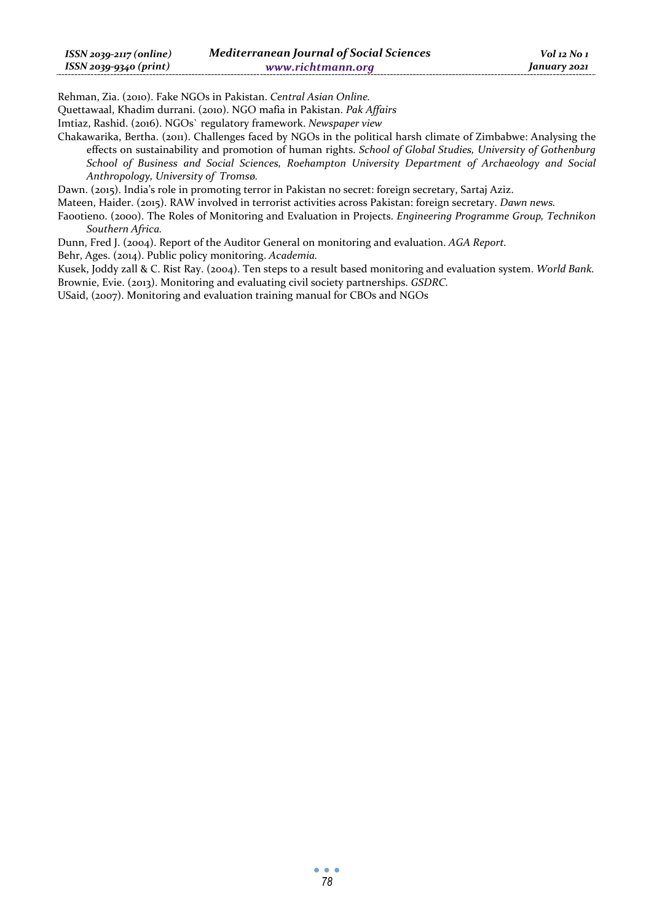Rehman, Zia. (2010). Fake NGOs in Pakistan. *Central Asian Online.*

Quettawaal, Khadim durrani. (2010). NGO mafia in Pakistan. *Pak Affairs*

Imtiaz, Rashid. (2016). NGOs` regulatory framework. *Newspaper view*

Chakawarika, Bertha. (2011). Challenges faced by NGOs in the political harsh climate of Zimbabwe: Analysing the effects on sustainability and promotion of human rights. *School of Global Studies, University of Gothenburg School of Business and Social Sciences, Roehampton University Department of Archaeology and Social Anthropology, University of Tromsø.*

Dawn. (2015). India's role in promoting terror in Pakistan no secret: foreign secretary, Sartaj Aziz.

Mateen, Haider. (2015). RAW involved in terrorist activities across Pakistan: foreign secretary. *Dawn news.*

Faootieno. (2000). The Roles of Monitoring and Evaluation in Projects. *Engineering Programme Group, Technikon Southern Africa.*

Dunn, Fred J. (2004). Report of the Auditor General on monitoring and evaluation. *AGA Report.*

Behr, Ages. (2014). Public policy monitoring. *Academia.*

Kusek, Joddy zall & C. Rist Ray. (2004). Ten steps to a result based monitoring and evaluation system. *World Bank.*

Brownie, Evie. (2013). Monitoring and evaluating civil society partnerships. *GSDRC.*

USaid, (2007). Monitoring and evaluation training manual for CBOs and NGOs